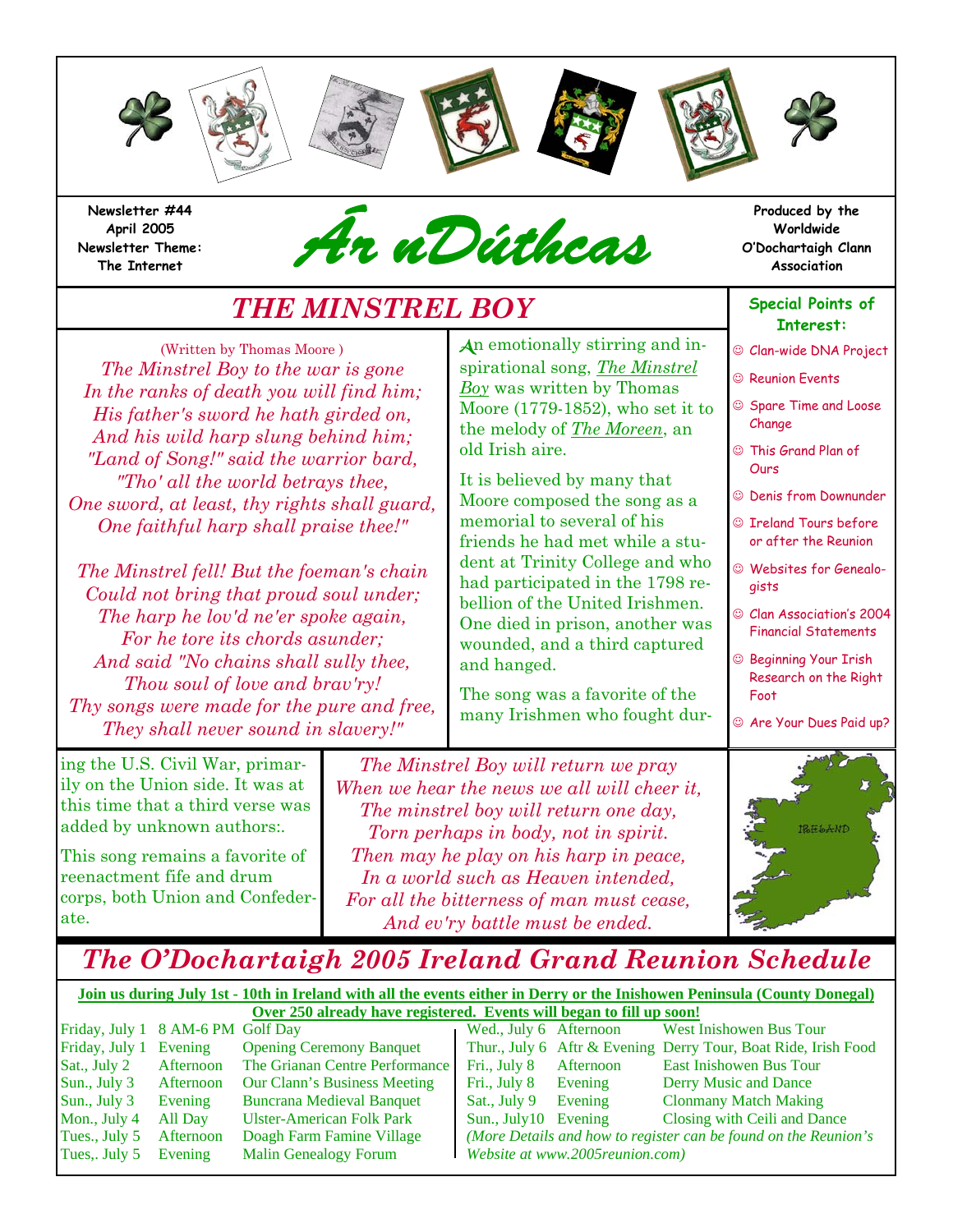Newsletter #44
April 2005
Newsletter Theme:
The Internet

# Ár nDúthcas

Produced by the Worldwide O'Dochartaigh Clann Association

## THE MINSTREL BOY

(Written by Thomas Moore )

*The Minstrel Boy to the war is gone*
*In the ranks of death you will find him;*
*His father's sword he hath girded on,*
*And his wild harp slung behind him;*
*"Land of Song!" said the warrior bard,*
*"Tho' all the world betrays thee,*
*One sword, at least, thy rights shall guard,*
*One faithful harp shall praise thee!"*

*The Minstrel fell! But the foeman's chain*
*Could not bring that proud soul under;*
*The harp he lov'd ne'er spoke again,*
*For he tore its chords asunder;*
*And said "No chains shall sully thee,*
*Thou soul of love and brav'ry!*
*Thy songs were made for the pure and free,*
*They shall never sound in slavery!"*

An emotionally stirring and inspirational song, *The Minstrel Boy* was written by Thomas Moore (1779-1852), who set it to the melody of *The Moreen*, an old Irish aire.

It is believed by many that Moore composed the song as a memorial to several of his friends he had met while a student at Trinity College and who had participated in the 1798 rebellion of the United Irishmen. One died in prison, another was wounded, and a third captured and hanged.

The song was a favorite of the many Irishmen who fought during the U.S. Civil War, primarily on the Union side. It was at this time that a third verse was added by unknown authors:.

This song remains a favorite of reenactment fife and drum corps, both Union and Confederate.

*The Minstrel Boy will return we pray*
*When we hear the news we all will cheer it,*
*The minstrel boy will return one day,*
*Torn perhaps in body, not in spirit.*
*Then may he play on his harp in peace,*
*In a world such as Heaven intended,*
*For all the bitterness of man must cease,*
*And ev'ry battle must be ended.*

### Special Points of Interest:

- ☺ Clan-wide DNA Project
- ☺ Reunion Events
- ☺ Spare Time and Loose Change
- ☺ This Grand Plan of Ours
- ☺ Denis from Downunder
- ☺ Ireland Tours before or after the Reunion
- ☺ Websites for Genealogists
- ☺ Clan Association's 2004 Financial Statements
- ☺ Beginning Your Irish Research on the Right Foot
- ☺ Are Your Dues Paid up?

## The O'Dochartaigh 2005 Ireland Grand Reunion Schedule

**Join us during July 1st - 10th in Ireland with all the events either in Derry or the Inishowen Peninsula (County Donegal)**
**Over 250 already have registered. Events will began to fill up soon!**

| Date | Time | Event |
|---|---|---|
| Friday, July 1 | 8 AM-6 PM | Golf Day |
| Friday, July 1 | Evening | Opening Ceremony Banquet |
| Sat., July 2 | Afternoon | The Grianan Centre Performance |
| Sun., July 3 | Afternoon | Our Clann's Business Meeting |
| Sun., July 3 | Evening | Buncrana Medieval Banquet |
| Mon., July 4 | All Day | Ulster-American Folk Park |
| Tues., July 5 | Afternoon | Doagh Farm Famine Village |
| Tues,. July 5 | Evening | Malin Genealogy Forum |
| Wed., July 6 | Afternoon | West Inishowen Bus Tour |
| Thur., July 6 | Aftr & Evening | Derry Tour, Boat Ride, Irish Food |
| Fri., July 8 | Afternoon | East Inishowen Bus Tour |
| Fri., July 8 | Evening | Derry Music and Dance |
| Sat., July 9 | Evening | Clonmany Match Making |
| Sun., July10 | Evening | Closing with Ceili and Dance |

*(More Details and how to register can be found on the Reunion's Website at www.2005reunion.com)*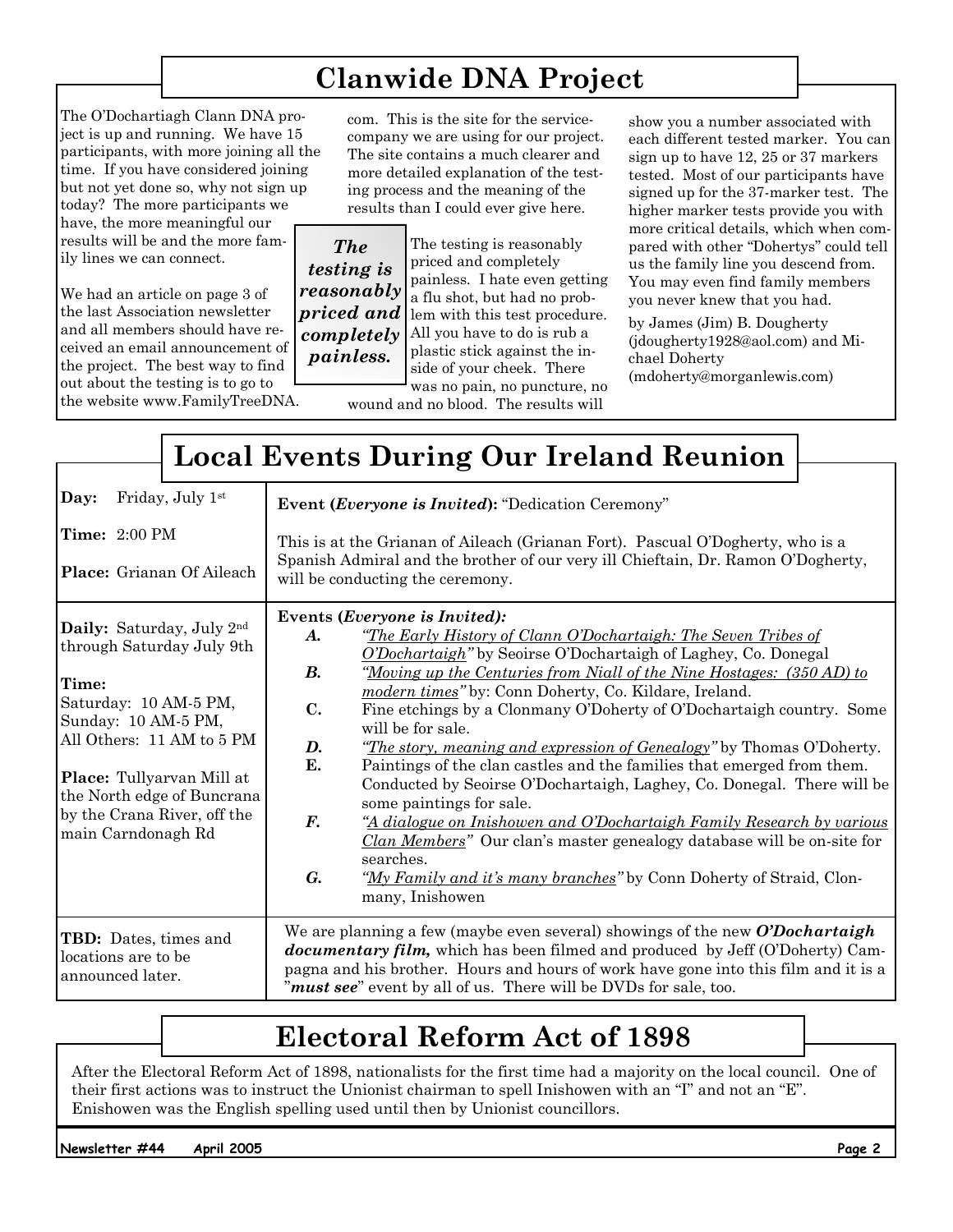## Clanwide DNA Project

The O'Dochartiagh Clann DNA project is up and running. We have 15 participants, with more joining all the time. If you have considered joining but not yet done so, why not sign up today? The more participants we have, the more meaningful our results will be and the more family lines we can connect.

We had an article on page 3 of the last Association newsletter and all members should have received an email announcement of the project. The best way to find out about the testing is to go to the website www.FamilyTreeDNA.com. This is the site for the service-company we are using for our project. The site contains a much clearer and more detailed explanation of the testing process and the meaning of the results than I could ever give here.

***The testing is reasonably priced and completely painless.***

The testing is reasonably priced and completely painless. I hate even getting a flu shot, but had no problem with this test procedure. All you have to do is rub a plastic stick against the inside of your cheek. There was no pain, no puncture, no wound and no blood. The results will show you a number associated with each different tested marker. You can sign up to have 12, 25 or 37 markers tested. Most of our participants have signed up for the 37-marker test. The higher marker tests provide you with more critical details, which when compared with other "Dohertys" could tell us the family line you descend from. You may even find family members you never knew that you had.

by James (Jim) B. Dougherty (jdougherty1928@aol.com) and Michael Doherty (mdoherty@morganlewis.com)

## Local Events During Our Ireland Reunion

| | |
|---|---|
| **Day:** Friday, July 1st<br><br>**Time:** 2:00 PM<br><br>**Place:** Grianan Of Aileach | **Event (*Everyone is Invited*):** "Dedication Ceremony"<br><br>This is at the Grianan of Aileach (Grianan Fort). Pascual O'Dogherty, who is a Spanish Admiral and the brother of our very ill Chieftain, Dr. Ramon O'Dogherty, will be conducting the ceremony. |
| **Daily:** Saturday, July 2nd through Saturday July 9th<br><br>**Time:**<br>Saturday: 10 AM-5 PM,<br>Sunday: 10 AM-5 PM,<br>All Others: 11 AM to 5 PM<br><br>**Place:** Tullyarvan Mill at the North edge of Buncrana by the Crana River, off the main Carndonagh Rd | **Events (*Everyone is Invited):***<br>***A.*** *"The Early History of Clann O'Dochartaigh: The Seven Tribes of O'Dochartaigh"* by Seoirse O'Dochartaigh of Laghey, Co. Donegal<br>***B.*** *"Moving up the Centuries from Niall of the Nine Hostages: (350 AD) to modern times"* by: Conn Doherty, Co. Kildare, Ireland.<br>**C.** Fine etchings by a Clonmany O'Doherty of O'Dochartaigh country. Some will be for sale.<br>***D.*** *"The story, meaning and expression of Genealogy"* by Thomas O'Doherty.<br>**E.** Paintings of the clan castles and the families that emerged from them. Conducted by Seoirse O'Dochartaigh, Laghey, Co. Donegal. There will be some paintings for sale.<br>***F.*** *"A dialogue on Inishowen and O'Dochartaigh Family Research by various Clan Members"* Our clan's master genealogy database will be on-site for searches.<br>***G.*** *"My Family and it's many branches"* by Conn Doherty of Straid, Clonmany, Inishowen |
| **TBD:** Dates, times and locations are to be announced later. | We are planning a few (maybe even several) showings of the new ***O'Dochartaigh documentary film,*** which has been filmed and produced by Jeff (O'Doherty) Campagna and his brother. Hours and hours of work have gone into this film and it is a "***must see***" event by all of us. There will be DVDs for sale, too. |

## Electoral Reform Act of 1898

After the Electoral Reform Act of 1898, nationalists for the first time had a majority on the local council. One of their first actions was to instruct the Unionist chairman to spell Inishowen with an "I" and not an "E". Enishowen was the English spelling used until then by Unionist councillors.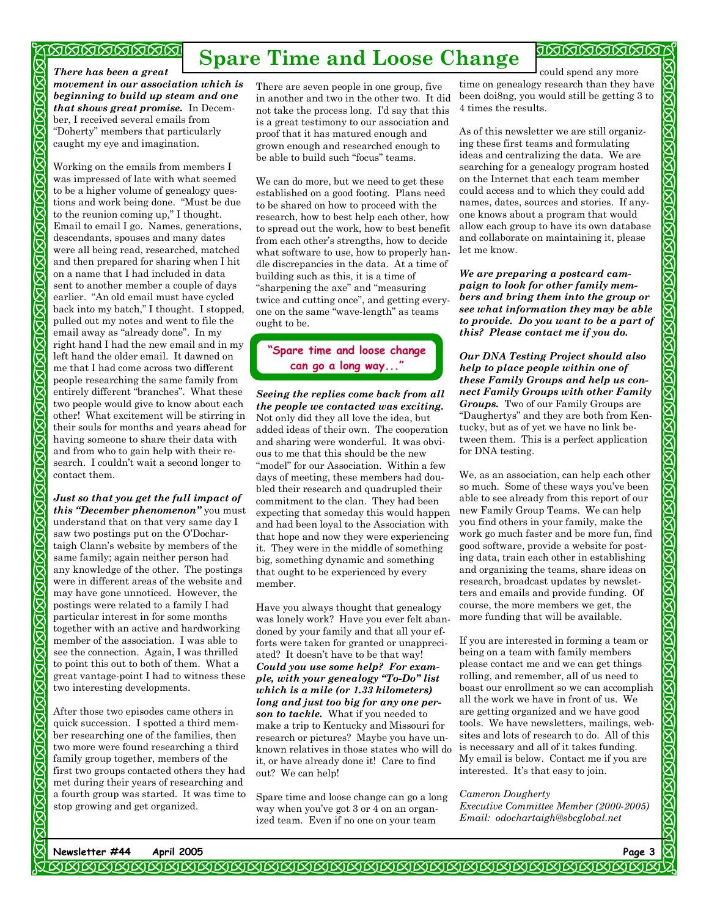# Spare Time and Loose Change

***There has been a great movement in our association which is beginning to build up steam and one that shows great promise.*** In December, I received several emails from "Doherty" members that particularly caught my eye and imagination.

Working on the emails from members I was impressed of late with what seemed to be a higher volume of genealogy questions and work being done. "Must be due to the reunion coming up," I thought. Email to email I go. Names, generations, descendants, spouses and many dates were all being read, researched, matched and then prepared for sharing when I hit on a name that I had included in data sent to another member a couple of days earlier. "An old email must have cycled back into my batch," I thought. I stopped, pulled out my notes and went to file the email away as "already done". In my right hand I had the new email and in my left hand the older email. It dawned on me that I had come across two different people researching the same family from entirely different "branches". What these two people would give to know about each other! What excitement will be stirring in their souls for months and years ahead for having someone to share their data with and from who to gain help with their research. I couldn't wait a second longer to contact them.

***Just so that you get the full impact of this "December phenomenon"*** you must understand that on that very same day I saw two postings put on the O'Dochartaigh Clann's website by members of the same family; again neither person had any knowledge of the other. The postings were in different areas of the website and may have gone unnoticed. However, the postings were related to a family I had particular interest in for some months together with an active and hardworking member of the association. I was able to see the connection. Again, I was thrilled to point this out to both of them. What a great vantage-point I had to witness these two interesting developments.

After those two episodes came others in quick succession. I spotted a third member researching one of the families, then two more were found researching a third family group together, members of the first two groups contacted others they had met during their years of researching and a fourth group was started. It was time to stop growing and get organized.

There are seven people in one group, five in another and two in the other two. It did not take the process long. I'd say that this is a great testimony to our association and proof that it has matured enough and grown enough and researched enough to be able to build such "focus" teams.

We can do more, but we need to get these established on a good footing. Plans need to be shared on how to proceed with the research, how to best help each other, how to spread out the work, how to best benefit from each other's strengths, how to decide what software to use, how to properly handle discrepancies in the data. At a time of building such as this, it is a time of "sharpening the axe" and "measuring twice and cutting once", and getting everyone on the same "wave-length" as teams ought to be.

> **"Spare time and loose change can go a long way..."**

***Seeing the replies come back from all the people we contacted was exciting.*** Not only did they all love the idea, but added ideas of their own. The cooperation and sharing were wonderful. It was obvious to me that this should be the new "model" for our Association. Within a few days of meeting, these members had doubled their research and quadrupled their commitment to the clan. They had been expecting that someday this would happen and had been loyal to the Association with that hope and now they were experiencing it. They were in the middle of something big, something dynamic and something that ought to be experienced by every member.

Have you always thought that genealogy was lonely work? Have you ever felt abandoned by your family and that all your efforts were taken for granted or unappreciated? It doesn't have to be that way! ***Could you use some help? For example, with your genealogy "To-Do" list which is a mile (or 1.33 kilometers) long and just too big for any one person to tackle.*** What if you needed to make a trip to Kentucky and Missouri for research or pictures? Maybe you have unknown relatives in those states who will do it, or have already done it! Care to find out? We can help!

Spare time and loose change can go a long way when you've got 3 or 4 on an organized team. Even if no one on your team could spend any more time on genealogy research than they have been doi8ng, you would still be getting 3 to 4 times the results.

As of this newsletter we are still organizing these first teams and formulating ideas and centralizing the data. We are searching for a genealogy program hosted on the Internet that each team member could access and to which they could add names, dates, sources and stories. If anyone knows about a program that would allow each group to have its own database and collaborate on maintaining it, please let me know.

***We are preparing a postcard campaign to look for other family members and bring them into the group or see what information they may be able to provide. Do you want to be a part of this? Please contact me if you do.***

***Our DNA Testing Project should also help to place people within one of these Family Groups and help us connect Family Groups with other Family Groups.*** Two of our Family Groups are "Daughertys" and they are both from Kentucky, but as of yet we have no link between them. This is a perfect application for DNA testing.

We, as an association, can help each other so much. Some of these ways you've been able to see already from this report of our new Family Group Teams. We can help you find others in your family, make the work go much faster and be more fun, find good software, provide a website for posting data, train each other in establishing and organizing the teams, share ideas on research, broadcast updates by newsletters and emails and provide funding. Of course, the more members we get, the more funding that will be available.

If you are interested in forming a team or being on a team with family members please contact me and we can get things rolling, and remember, all of us need to boast our enrollment so we can accomplish all the work we have in front of us. We are getting organized and we have good tools. We have newsletters, mailings, websites and lots of research to do. All of this is necessary and all of it takes funding. My email is below. Contact me if you are interested. It's that easy to join.

*Cameron Dougherty*
*Executive Committee Member (2000-2005)*
*Email: odochartaigh@sbcglobal.net*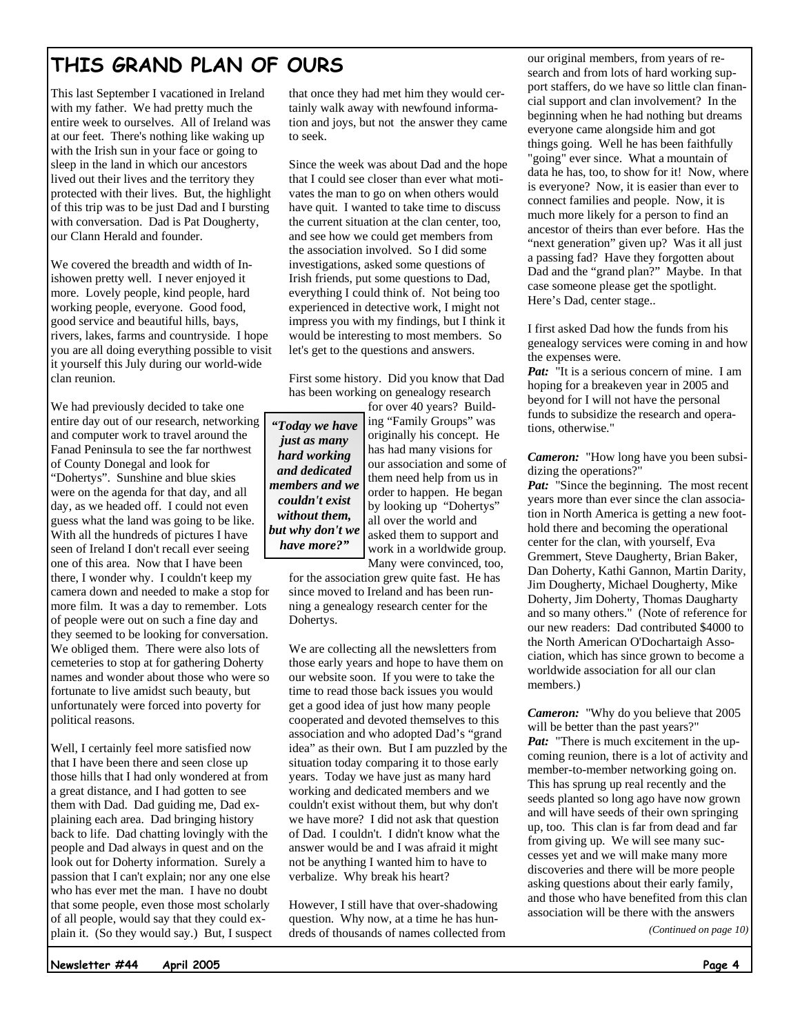# THIS GRAND PLAN OF OURS

This last September I vacationed in Ireland with my father. We had pretty much the entire week to ourselves. All of Ireland was at our feet. There's nothing like waking up with the Irish sun in your face or going to sleep in the land in which our ancestors lived out their lives and the territory they protected with their lives. But, the highlight of this trip was to be just Dad and I bursting with conversation. Dad is Pat Dougherty, our Clann Herald and founder.

We covered the breadth and width of Inishowen pretty well. I never enjoyed it more. Lovely people, kind people, hard working people, everyone. Good food, good service and beautiful hills, bays, rivers, lakes, farms and countryside. I hope you are all doing everything possible to visit it yourself this July during our world-wide clan reunion.

We had previously decided to take one entire day out of our research, networking and computer work to travel around the Fanad Peninsula to see the far northwest of County Donegal and look for "Dohertys". Sunshine and blue skies were on the agenda for that day, and all day, as we headed off. I could not even guess what the land was going to be like. With all the hundreds of pictures I have seen of Ireland I don't recall ever seeing one of this area. Now that I have been there, I wonder why. I couldn't keep my camera down and needed to make a stop for more film. It was a day to remember. Lots of people were out on such a fine day and they seemed to be looking for conversation. We obliged them. There were also lots of cemeteries to stop at for gathering Doherty names and wonder about those who were so fortunate to live amidst such beauty, but unfortunately were forced into poverty for political reasons.

Well, I certainly feel more satisfied now that I have been there and seen close up those hills that I had only wondered at from a great distance, and I had gotten to see them with Dad. Dad guiding me, Dad explaining each area. Dad bringing history back to life. Dad chatting lovingly with the people and Dad always in quest and on the look out for Doherty information. Surely a passion that I can't explain; nor any one else who has ever met the man. I have no doubt that some people, even those most scholarly of all people, would say that they could explain it. (So they would say.) But, I suspect that once they had met him they would certainly walk away with newfound information and joys, but not the answer they came to seek.

Since the week was about Dad and the hope that I could see closer than ever what motivates the man to go on when others would have quit. I wanted to take time to discuss the current situation at the clan center, too, and see how we could get members from the association involved. So I did some investigations, asked some questions of Irish friends, put some questions to Dad, everything I could think of. Not being too experienced in detective work, I might not impress you with my findings, but I think it would be interesting to most members. So let's get to the questions and answers.

First some history. Did you know that Dad has been working on genealogy research for over 40 years? Building "Family Groups" was originally his concept. He has had many visions for our association and some of them need help from us in order to happen. He began by looking up "Dohertys" all over the world and asked them to support and work in a worldwide group. Many were convinced, too, for the association grew quite fast. He has since moved to Ireland and has been running a genealogy research center for the Dohertys.

> ***"Today we have just as many hard working and dedicated members and we couldn't exist without them, but why don't we have more?"***

We are collecting all the newsletters from those early years and hope to have them on our website soon. If you were to take the time to read those back issues you would get a good idea of just how many people cooperated and devoted themselves to this association and who adopted Dad's "grand idea" as their own. But I am puzzled by the situation today comparing it to those early years. Today we have just as many hard working and dedicated members and we couldn't exist without them, but why don't we have more? I did not ask that question of Dad. I couldn't. I didn't know what the answer would be and I was afraid it might not be anything I wanted him to have to verbalize. Why break his heart?

However, I still have that over-shadowing question. Why now, at a time he has hundreds of thousands of names collected from our original members, from years of research and from lots of hard working support staffers, do we have so little clan financial support and clan involvement? In the beginning when he had nothing but dreams everyone came alongside him and got things going. Well he has been faithfully "going" ever since. What a mountain of data he has, too, to show for it! Now, where is everyone? Now, it is easier than ever to connect families and people. Now, it is much more likely for a person to find an ancestor of theirs than ever before. Has the "next generation" given up? Was it all just a passing fad? Have they forgotten about Dad and the "grand plan?" Maybe. In that case someone please get the spotlight. Here's Dad, center stage..

I first asked Dad how the funds from his genealogy services were coming in and how the expenses were.

***Pat:*** "It is a serious concern of mine. I am hoping for a breakeven year in 2005 and beyond for I will not have the personal funds to subsidize the research and operations, otherwise."

***Cameron:*** "How long have you been subsidizing the operations?"

***Pat:*** "Since the beginning. The most recent years more than ever since the clan association in North America is getting a new foothold there and becoming the operational center for the clan, with yourself, Eva Gremmert, Steve Daugherty, Brian Baker, Dan Doherty, Kathi Gannon, Martin Darity, Jim Dougherty, Michael Dougherty, Mike Doherty, Jim Doherty, Thomas Daugharty and so many others." (Note of reference for our new readers: Dad contributed $4000 to the North American O'Dochartaigh Association, which has since grown to become a worldwide association for all our clan members.)

***Cameron:*** "Why do you believe that 2005 will be better than the past years?"

***Pat:*** "There is much excitement in the upcoming reunion, there is a lot of activity and member-to-member networking going on. This has sprung up real recently and the seeds planted so long ago have now grown and will have seeds of their own springing up, too. This clan is far from dead and far from giving up. We will see many successes yet and we will make many more discoveries and there will be more people asking questions about their early family, and those who have benefited from this clan association will be there with the answers

*(Continued on page 10)*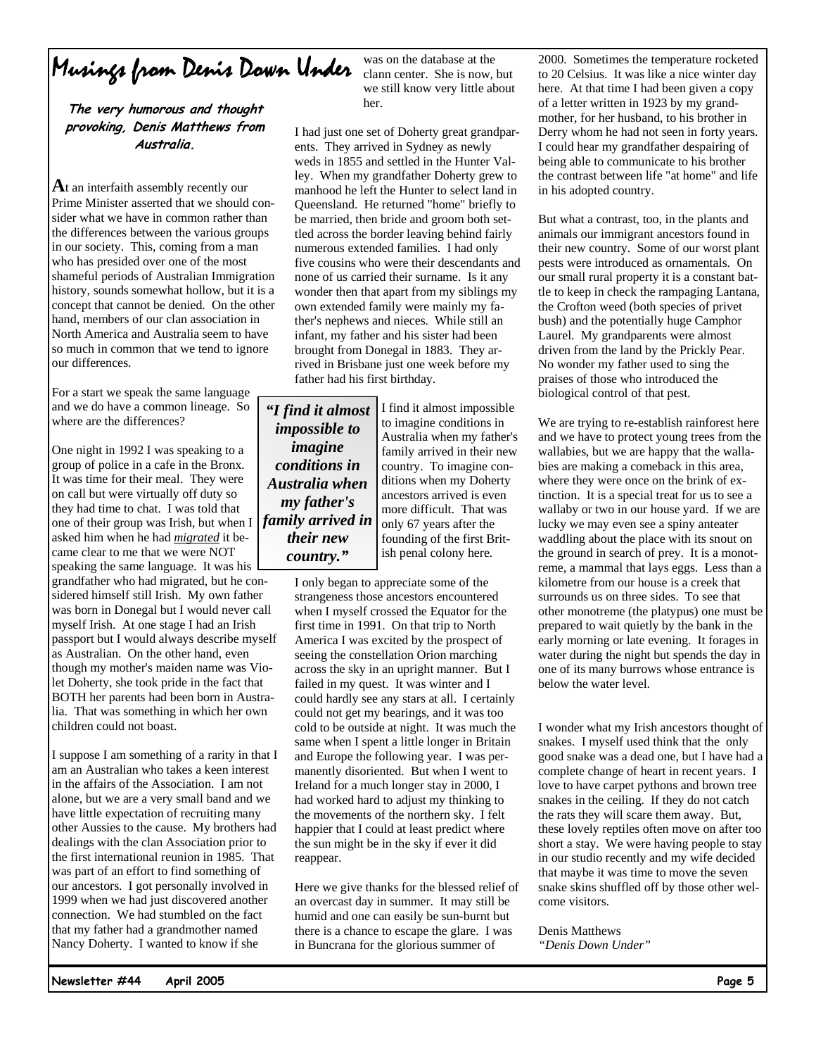# Musings from Denis Down Under

***The very humorous and thought provoking, Denis Matthews from Australia.***

**A**t an interfaith assembly recently our Prime Minister asserted that we should consider what we have in common rather than the differences between the various groups in our society. This, coming from a man who has presided over one of the most shameful periods of Australian Immigration history, sounds somewhat hollow, but it is a concept that cannot be denied. On the other hand, members of our clan association in North America and Australia seem to have so much in common that we tend to ignore our differences.

For a start we speak the same language and we do have a common lineage. So where are the differences?

One night in 1992 I was speaking to a group of police in a cafe in the Bronx. It was time for their meal. They were on call but were virtually off duty so they had time to chat. I was told that one of their group was Irish, but when I asked him when he had ***migrated*** it became clear to me that we were NOT speaking the same language. It was his grandfather who had migrated, but he considered himself still Irish. My own father was born in Donegal but I would never call myself Irish. At one stage I had an Irish passport but I would always describe myself as Australian. On the other hand, even though my mother's maiden name was Violet Doherty, she took pride in the fact that BOTH her parents had been born in Australia. That was something in which her own children could not boast.

I suppose I am something of a rarity in that I am an Australian who takes a keen interest in the affairs of the Association. I am not alone, but we are a very small band and we have little expectation of recruiting many other Aussies to the cause. My brothers had dealings with the clan Association prior to the first international reunion in 1985. That was part of an effort to find something of our ancestors. I got personally involved in 1999 when we had just discovered another connection. We had stumbled on the fact that my father had a grandmother named Nancy Doherty. I wanted to know if she was on the database at the clann center. She is now, but we still know very little about her.

I had just one set of Doherty great grandparents. They arrived in Sydney as newly weds in 1855 and settled in the Hunter Valley. When my grandfather Doherty grew to manhood he left the Hunter to select land in Queensland. He returned "home" briefly to be married, then bride and groom both settled across the border leaving behind fairly numerous extended families. I had only five cousins who were their descendants and none of us carried their surname. Is it any wonder then that apart from my siblings my own extended family were mainly my father's nephews and nieces. While still an infant, my father and his sister had been brought from Donegal in 1883. They arrived in Brisbane just one week before my father had his first birthday.

> ***"I find it almost impossible to imagine conditions in Australia when my father's family arrived in their new country."***

I find it almost impossible to imagine conditions in Australia when my father's family arrived in their new country. To imagine conditions when my Doherty ancestors arrived is even more difficult. That was only 67 years after the founding of the first British penal colony here.

I only began to appreciate some of the strangeness those ancestors encountered when I myself crossed the Equator for the first time in 1991. On that trip to North America I was excited by the prospect of seeing the constellation Orion marching across the sky in an upright manner. But I failed in my quest. It was winter and I could hardly see any stars at all. I certainly could not get my bearings, and it was too cold to be outside at night. It was much the same when I spent a little longer in Britain and Europe the following year. I was permanently disoriented. But when I went to Ireland for a much longer stay in 2000, I had worked hard to adjust my thinking to the movements of the northern sky. I felt happier that I could at least predict where the sun might be in the sky if ever it did reappear.

Here we give thanks for the blessed relief of an overcast day in summer. It may still be humid and one can easily be sun-burnt but there is a chance to escape the glare. I was in Buncrana for the glorious summer of 2000. Sometimes the temperature rocketed to 20 Celsius. It was like a nice winter day here. At that time I had been given a copy of a letter written in 1923 by my grandmother, for her husband, to his brother in Derry whom he had not seen in forty years. I could hear my grandfather despairing of being able to communicate to his brother the contrast between life "at home" and life in his adopted country.

But what a contrast, too, in the plants and animals our immigrant ancestors found in their new country. Some of our worst plant pests were introduced as ornamentals. On our small rural property it is a constant battle to keep in check the rampaging Lantana, the Crofton weed (both species of privet bush) and the potentially huge Camphor Laurel. My grandparents were almost driven from the land by the Prickly Pear. No wonder my father used to sing the praises of those who introduced the biological control of that pest.

We are trying to re-establish rainforest here and we have to protect young trees from the wallabies, but we are happy that the wallabies are making a comeback in this area, where they were once on the brink of extinction. It is a special treat for us to see a wallaby or two in our house yard. If we are lucky we may even see a spiny anteater waddling about the place with its snout on the ground in search of prey. It is a monotreme, a mammal that lays eggs. Less than a kilometre from our house is a creek that surrounds us on three sides. To see that other monotreme (the platypus) one must be prepared to wait quietly by the bank in the early morning or late evening. It forages in water during the night but spends the day in one of its many burrows whose entrance is below the water level.

I wonder what my Irish ancestors thought of snakes. I myself used think that the only good snake was a dead one, but I have had a complete change of heart in recent years. I love to have carpet pythons and brown tree snakes in the ceiling. If they do not catch the rats they will scare them away. But, these lovely reptiles often move on after too short a stay. We were having people to stay in our studio recently and my wife decided that maybe it was time to move the seven snake skins shuffled off by those other welcome visitors.

Denis Matthews
*"Denis Down Under"*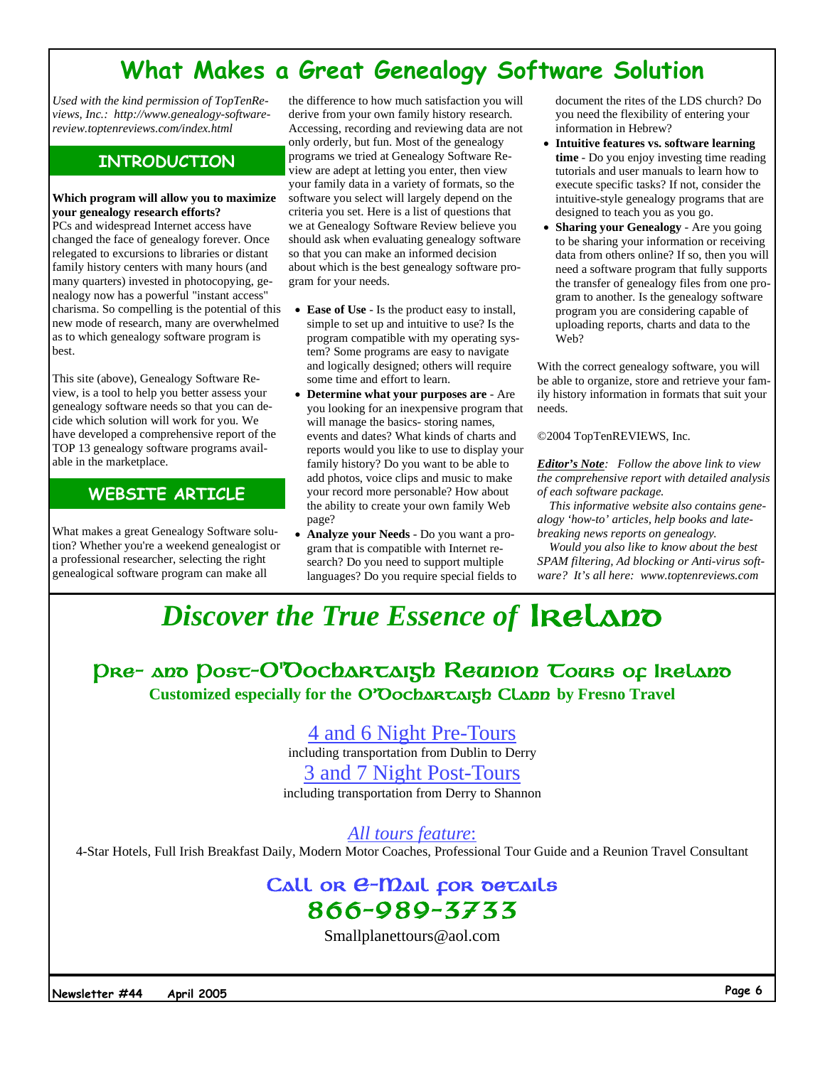# What Makes a Great Genealogy Software Solution

*Used with the kind permission of TopTenReviews, Inc.: http://www.genealogy-software-review.toptenreviews.com/index.html*

## INTRODUCTION

**Which program will allow you to maximize your genealogy research efforts?**
PCs and widespread Internet access have changed the face of genealogy forever. Once relegated to excursions to libraries or distant family history centers with many hours (and many quarters) invested in photocopying, genealogy now has a powerful "instant access" charisma. So compelling is the potential of this new mode of research, many are overwhelmed as to which genealogy software program is best.

This site (above), Genealogy Software Review, is a tool to help you better assess your genealogy software needs so that you can decide which solution will work for you. We have developed a comprehensive report of the TOP 13 genealogy software programs available in the marketplace.

## WEBSITE ARTICLE

What makes a great Genealogy Software solution? Whether you're a weekend genealogist or a professional researcher, selecting the right genealogical software program can make all the difference to how much satisfaction you will derive from your own family history research. Accessing, recording and reviewing data are not only orderly, but fun. Most of the genealogy programs we tried at Genealogy Software Review are adept at letting you enter, then view your family data in a variety of formats, so the software you select will largely depend on the criteria you set. Here is a list of questions that we at Genealogy Software Review believe you should ask when evaluating genealogy software so that you can make an informed decision about which is the best genealogy software program for your needs.

- **Ease of Use** - Is the product easy to install, simple to set up and intuitive to use? Is the program compatible with my operating system? Some programs are easy to navigate and logically designed; others will require some time and effort to learn.
- **Determine what your purposes are** - Are you looking for an inexpensive program that will manage the basics- storing names, events and dates? What kinds of charts and reports would you like to use to display your family history? Do you want to be able to add photos, voice clips and music to make your record more personable? How about the ability to create your own family Web page?
- **Analyze your Needs** - Do you want a program that is compatible with Internet research? Do you need to support multiple languages? Do you require special fields to document the rites of the LDS church? Do you need the flexibility of entering your information in Hebrew?
- **Intuitive features vs. software learning time** - Do you enjoy investing time reading tutorials and user manuals to learn how to execute specific tasks? If not, consider the intuitive-style genealogy programs that are designed to teach you as you go.
- **Sharing your Genealogy** - Are you going to be sharing your information or receiving data from others online? If so, then you will need a software program that fully supports the transfer of genealogy files from one program to another. Is the genealogy software program you are considering capable of uploading reports, charts and data to the Web?

With the correct genealogy software, you will be able to organize, store and retrieve your family history information in formats that suit your needs.

©2004 TopTenREVIEWS, Inc.

***Editor's Note***: *Follow the above link to view the comprehensive report with detailed analysis of each software package.*

*This informative website also contains genealogy 'how-to' articles, help books and late-breaking news reports on genealogy.*

*Would you also like to know about the best SPAM filtering, Ad blocking or Anti-virus software? It's all here: www.toptenreviews.com*

# *Discover the True Essence of* Ireland

## Pre- and Post-O'Dochartaigh Reunion Tours of Ireland

**Customized especially for the O'Dochartaigh Clann by Fresno Travel**

4 and 6 Night Pre-Tours
including transportation from Dublin to Derry

3 and 7 Night Post-Tours
including transportation from Derry to Shannon

*All tours feature:*
4-Star Hotels, Full Irish Breakfast Daily, Modern Motor Coaches, Professional Tour Guide and a Reunion Travel Consultant

**Call or E-Mail for details**
**866-989-3733**
Smallplanettours@aol.com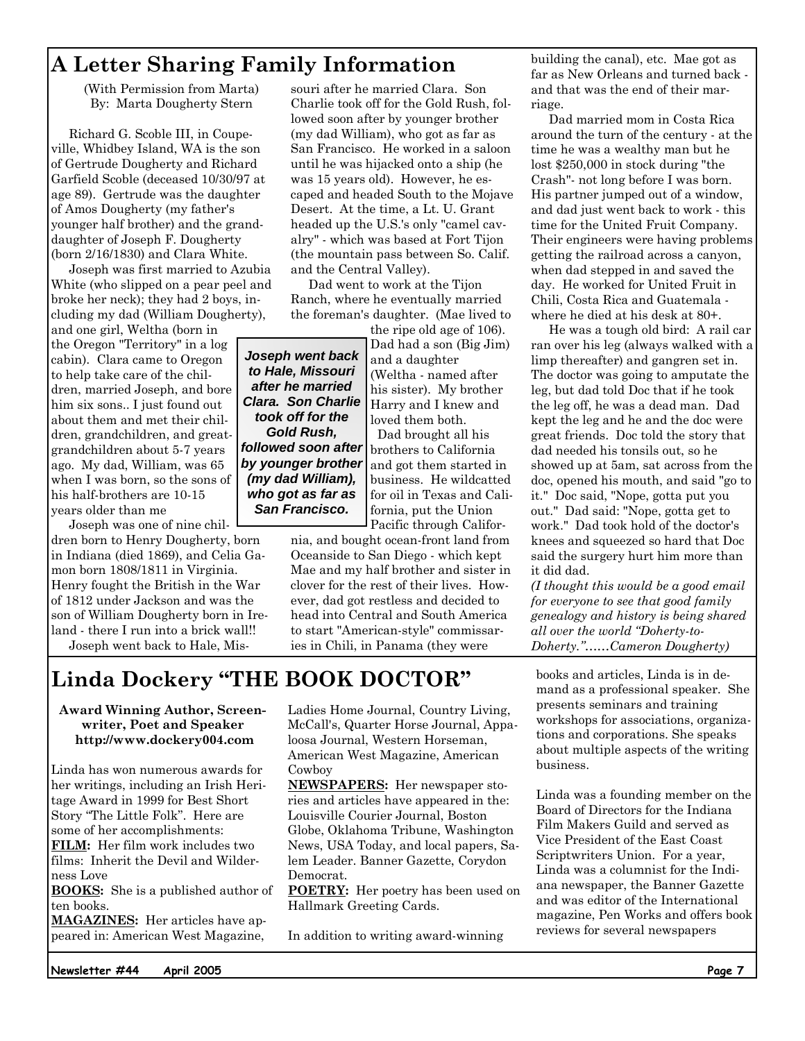# A Letter Sharing Family Information

(With Permission from Marta)
By: Marta Dougherty Stern

Richard G. Scoble III, in Coupeville, Whidbey Island, WA is the son of Gertrude Dougherty and Richard Garfield Scoble (deceased 10/30/97 at age 89). Gertrude was the daughter of Amos Dougherty (my father's younger half brother) and the granddaughter of Joseph F. Dougherty (born 2/16/1830) and Clara White.

Joseph was first married to Azubia White (who slipped on a pear peel and broke her neck); they had 2 boys, including my dad (William Dougherty), and one girl, Weltha (born in the Oregon "Territory" in a log cabin). Clara came to Oregon to help take care of the children, married Joseph, and bore him six sons.. I just found out about them and met their children, grandchildren, and great-grandchildren about 5-7 years ago. My dad, William, was 65 when I was born, so the sons of his half-brothers are 10-15 years older than me

Joseph was one of nine children born to Henry Dougherty, born in Indiana (died 1869), and Celia Gamon born 1808/1811 in Virginia. Henry fought the British in the War of 1812 under Jackson and was the son of William Dougherty born in Ireland - there I run into a brick wall!!

Joseph went back to Hale, Missouri after he married Clara. Son Charlie took off for the Gold Rush, followed soon after by younger brother (my dad William), who got as far as San Francisco. He worked in a saloon until he was hijacked onto a ship (he was 15 years old). However, he escaped and headed South to the Mojave Desert. At the time, a Lt. U. Grant headed up the U.S.'s only "camel cavalry" - which was based at Fort Tijon (the mountain pass between So. Calif. and the Central Valley).

***Joseph went back to Hale, Missouri after he married Clara. Son Charlie took off for the Gold Rush, followed soon after by younger brother (my dad William), who got as far as San Francisco.***

Dad went to work at the Tijon Ranch, where he eventually married the foreman's daughter. (Mae lived to the ripe old age of 106). Dad had a son (Big Jim) and a daughter (Weltha - named after his sister). My brother Harry and I knew and loved them both.

Dad brought all his brothers to California and got them started in business. He wildcatted for oil in Texas and California, put the Union Pacific through California, and bought ocean-front land from Oceanside to San Diego - which kept Mae and my half brother and sister in clover for the rest of their lives. However, dad got restless and decided to head into Central and South America to start "American-style" commissaries in Chili, in Panama (they were building the canal), etc. Mae got as far as New Orleans and turned back - and that was the end of their marriage.

Dad married mom in Costa Rica around the turn of the century - at the time he was a wealthy man but he lost $250,000 in stock during "the Crash"- not long before I was born. His partner jumped out of a window, and dad just went back to work - this time for the United Fruit Company. Their engineers were having problems getting the railroad across a canyon, when dad stepped in and saved the day. He worked for United Fruit in Chili, Costa Rica and Guatemala - where he died at his desk at 80+.

He was a tough old bird: A rail car ran over his leg (always walked with a limp thereafter) and gangren set in. The doctor was going to amputate the leg, but dad told Doc that if he took the leg off, he was a dead man. Dad kept the leg and he and the doc were great friends. Doc told the story that dad needed his tonsils out, so he showed up at 5am, sat across from the doc, opened his mouth, and said "go to it." Doc said, "Nope, gotta put you out." Dad said: "Nope, gotta get to work." Dad took hold of the doctor's knees and squeezed so hard that Doc said the surgery hurt him more than it did dad.

*(I thought this would be a good email for everyone to see that good family genealogy and history is being shared all over the world "Doherty-to-Doherty."……Cameron Dougherty)*

# Linda Dockery "THE BOOK DOCTOR"

**Award Winning Author, Screenwriter, Poet and Speaker**
**http://www.dockery004.com**

Linda has won numerous awards for her writings, including an Irish Heritage Award in 1999 for Best Short Story "The Little Folk". Here are some of her accomplishments:

**FILM:** Her film work includes two films: Inherit the Devil and Wilderness Love

**BOOKS:** She is a published author of ten books.

**MAGAZINES:** Her articles have appeared in: American West Magazine, Ladies Home Journal, Country Living, McCall's, Quarter Horse Journal, Appaloosa Journal, Western Horseman, American West Magazine, American Cowboy

**NEWSPAPERS:** Her newspaper stories and articles have appeared in the: Louisville Courier Journal, Boston Globe, Oklahoma Tribune, Washington News, USA Today, and local papers, Salem Leader. Banner Gazette, Corydon Democrat.

**POETRY:** Her poetry has been used on Hallmark Greeting Cards.

In addition to writing award-winning books and articles, Linda is in demand as a professional speaker. She presents seminars and training workshops for associations, organizations and corporations. She speaks about multiple aspects of the writing business.

Linda was a founding member on the Board of Directors for the Indiana Film Makers Guild and served as Vice President of the East Coast Scriptwriters Union. For a year, Linda was a columnist for the Indiana newspaper, the Banner Gazette and was editor of the International magazine, Pen Works and offers book reviews for several newspapers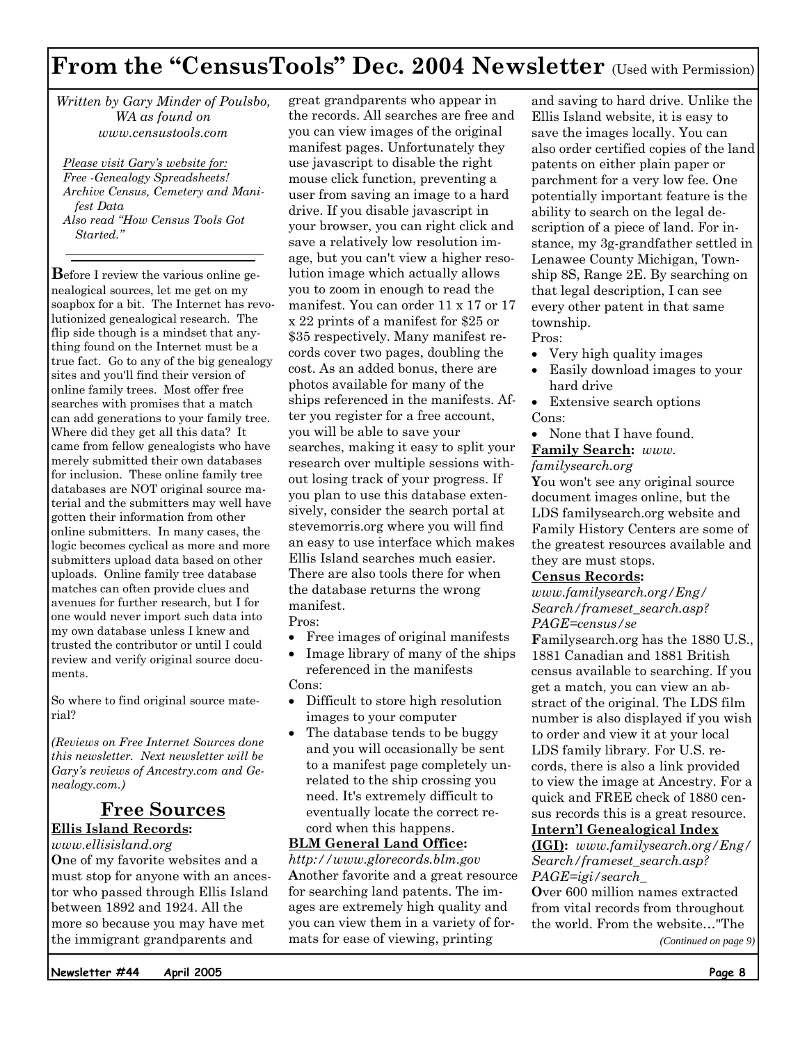# From the "CensusTools" Dec. 2004 Newsletter (Used with Permission)

*Written by Gary Minder of Poulsbo, WA as found on www.censustools.com*

*Please visit Gary's website for:*
*Free -Genealogy Spreadsheets!*
*Archive Census, Cemetery and Manifest Data*
*Also read "How Census Tools Got Started."*

**B**efore I review the various online genealogical sources, let me get on my soapbox for a bit. The Internet has revolutionized genealogical research. The flip side though is a mindset that anything found on the Internet must be a true fact. Go to any of the big genealogy sites and you'll find their version of online family trees. Most offer free searches with promises that a match can add generations to your family tree. Where did they get all this data? It came from fellow genealogists who have merely submitted their own databases for inclusion. These online family tree databases are NOT original source material and the submitters may well have gotten their information from other online submitters. In many cases, the logic becomes cyclical as more and more submitters upload data based on other uploads. Online family tree database matches can often provide clues and avenues for further research, but I for one would never import such data into my own database unless I knew and trusted the contributor or until I could review and verify original source documents.

So where to find original source material?

*(Reviews on Free Internet Sources done this newsletter. Next newsletter will be Gary's reviews of Ancestry.com and Genealogy.com.)*

## Free Sources

**Ellis Island Records:**
*www.ellisisland.org*

**O**ne of my favorite websites and a must stop for anyone with an ancestor who passed through Ellis Island between 1892 and 1924. All the more so because you may have met the immigrant grandparents and great grandparents who appear in the records. All searches are free and you can view images of the original manifest pages. Unfortunately they use javascript to disable the right mouse click function, preventing a user from saving an image to a hard drive. If you disable javascript in your browser, you can right click and save a relatively low resolution image, but you can't view a higher resolution image which actually allows you to zoom in enough to read the manifest. You can order 11 x 17 or 17 x 22 prints of a manifest for $25 or $35 respectively. Many manifest records cover two pages, doubling the cost. As an added bonus, there are photos available for many of the ships referenced in the manifests. After you register for a free account, you will be able to save your searches, making it easy to split your research over multiple sessions without losing track of your progress. If you plan to use this database extensively, consider the search portal at stevemorris.org where you will find an easy to use interface which makes Ellis Island searches much easier. There are also tools there for when the database returns the wrong manifest.

Pros:
- Free images of original manifests
- Image library of many of the ships referenced in the manifests

Cons:
- Difficult to store high resolution images to your computer
- The database tends to be buggy and you will occasionally be sent to a manifest page completely unrelated to the ship crossing you need. It's extremely difficult to eventually locate the correct record when this happens.

**BLM General Land Office:**
*http://www.glorecords.blm.gov*

**A**nother favorite and a great resource for searching land patents. The images are extremely high quality and you can view them in a variety of formats for ease of viewing, printing and saving to hard drive. Unlike the Ellis Island website, it is easy to save the images locally. You can also order certified copies of the land patents on either plain paper or parchment for a very low fee. One potentially important feature is the ability to search on the legal description of a piece of land. For instance, my 3g-grandfather settled in Lenawee County Michigan, Township 8S, Range 2E. By searching on that legal description, I can see every other patent in that same township.

Pros:
- Very high quality images
- Easily download images to your hard drive
- Extensive search options

Cons:
- None that I have found.

**Family Search:** *www.familysearch.org*

**Y**ou won't see any original source document images online, but the LDS familysearch.org website and Family History Centers are some of the greatest resources available and they are must stops.

**Census Records:**
*www.familysearch.org/Eng/Search/frameset_search.asp?PAGE=census/se*

**F**amilysearch.org has the 1880 U.S., 1881 Canadian and 1881 British census available to searching. If you get a match, you can view an abstract of the original. The LDS film number is also displayed if you wish to order and view it at your local LDS family library. For U.S. records, there is also a link provided to view the image at Ancestry. For a quick and FREE check of 1880 census records this is a great resource.

**Intern'l Genealogical Index (IGI):** *www.familysearch.org/Eng/Search/frameset_search.asp?PAGE=igi/search_*

**O**ver 600 million names extracted from vital records from throughout the world. From the website…"The

*(Continued on page 9)*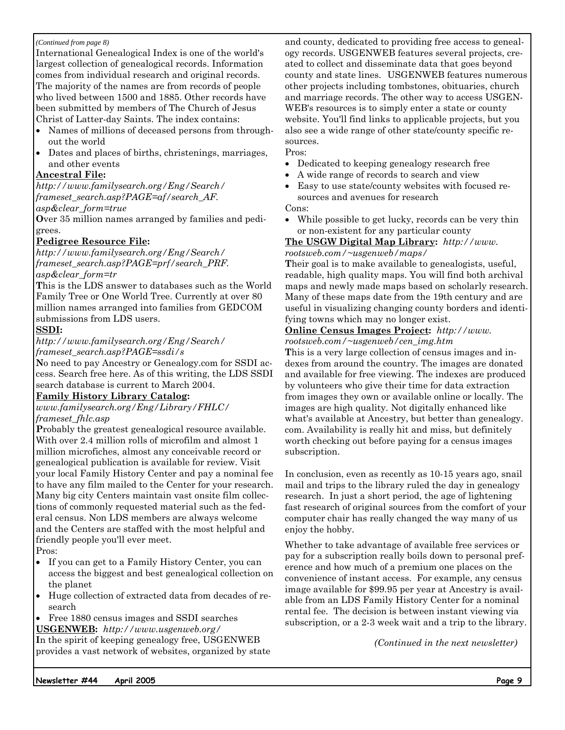*(Continued from page 8)*

International Genealogical Index is one of the world's largest collection of genealogical records. Information comes from individual research and original records. The majority of the names are from records of people who lived between 1500 and 1885. Other records have been submitted by members of The Church of Jesus Christ of Latter-day Saints. The index contains:

- Names of millions of deceased persons from throughout the world
- Dates and places of births, christenings, marriages, and other events

**Ancestral File:**

*http://www.familysearch.org/Eng/Search/frameset_search.asp?PAGE=af/search_AF.asp&clear_form=true*

**O**ver 35 million names arranged by families and pedigrees.

**Pedigree Resource File:**

*http://www.familysearch.org/Eng/Search/frameset_search.asp?PAGE=prf/search_PRF.asp&clear_form=tr*

**T**his is the LDS answer to databases such as the World Family Tree or One World Tree. Currently at over 80 million names arranged into families from GEDCOM submissions from LDS users.

**SSDI:**

*http://www.familysearch.org/Eng/Search/frameset_search.asp?PAGE=ssdi/s*

**N**o need to pay Ancestry or Genealogy.com for SSDI access. Search free here. As of this writing, the LDS SSDI search database is current to March 2004.

**Family History Library Catalog:**

*www.familysearch.org/Eng/Library/FHLC/frameset_fhlc.asp*

**P**robably the greatest genealogical resource available. With over 2.4 million rolls of microfilm and almost 1 million microfiches, almost any conceivable record or genealogical publication is available for review. Visit your local Family History Center and pay a nominal fee to have any film mailed to the Center for your research. Many big city Centers maintain vast onsite film collections of commonly requested material such as the federal census. Non LDS members are always welcome and the Centers are staffed with the most helpful and friendly people you'll ever meet.

Pros:

- If you can get to a Family History Center, you can access the biggest and best genealogical collection on the planet
- Huge collection of extracted data from decades of research
- Free 1880 census images and SSDI searches

**USGENWEB:** *http://www.usgenweb.org/*

**I**n the spirit of keeping genealogy free, USGENWEB provides a vast network of websites, organized by state and county, dedicated to providing free access to genealogy records. USGENWEB features several projects, created to collect and disseminate data that goes beyond county and state lines. USGENWEB features numerous other projects including tombstones, obituaries, church and marriage records. The other way to access USGENWEB's resources is to simply enter a state or county website. You'll find links to applicable projects, but you also see a wide range of other state/county specific resources.

Pros:

- Dedicated to keeping genealogy research free
- A wide range of records to search and view
- Easy to use state/county websites with focused resources and avenues for research

Cons:

- While possible to get lucky, records can be very thin or non-existent for any particular county

**The USGW Digital Map Library:** *http://www.rootsweb.com/~usgenweb/maps/*

**T**heir goal is to make available to genealogists, useful, readable, high quality maps. You will find both archival maps and newly made maps based on scholarly research. Many of these maps date from the 19th century and are useful in visualizing changing county borders and identifying towns which may no longer exist.

**Online Census Images Project:** *http://www.rootsweb.com/~usgenweb/cen_img.htm*

**T**his is a very large collection of census images and indexes from around the country. The images are donated and available for free viewing. The indexes are produced by volunteers who give their time for data extraction from images they own or available online or locally. The images are high quality. Not digitally enhanced like what's available at Ancestry, but better than genealogy.com. Availability is really hit and miss, but definitely worth checking out before paying for a census images subscription.

In conclusion, even as recently as 10-15 years ago, snail mail and trips to the library ruled the day in genealogy research. In just a short period, the age of lightening fast research of original sources from the comfort of your computer chair has really changed the way many of us enjoy the hobby.

Whether to take advantage of available free services or pay for a subscription really boils down to personal preference and how much of a premium one places on the convenience of instant access. For example, any census image available for $99.95 per year at Ancestry is available from an LDS Family History Center for a nominal rental fee. The decision is between instant viewing via subscription, or a 2-3 week wait and a trip to the library.

*(Continued in the next newsletter)*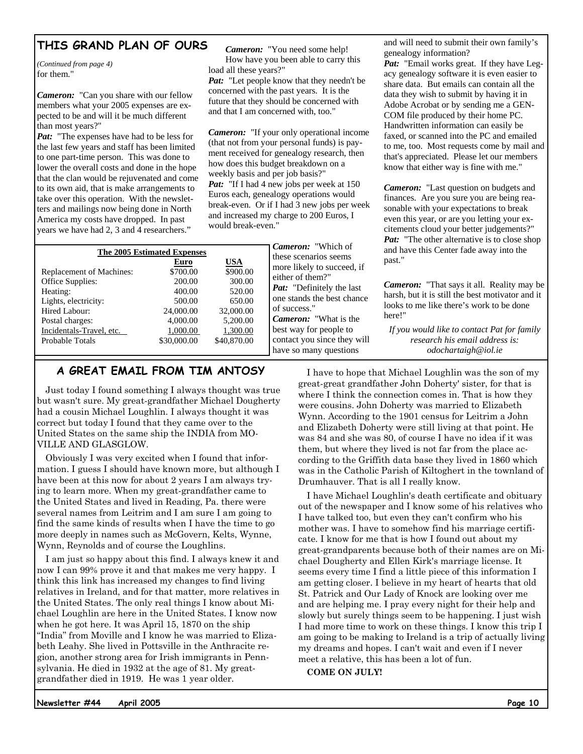## THIS GRAND PLAN OF OURS

*(Continued from page 4)*
for them."

***Cameron:*** "Can you share with our fellow members what your 2005 expenses are expected to be and will it be much different than most years?"

***Pat:*** "The expenses have had to be less for the last few years and staff has been limited to one part-time person. This was done to lower the overall costs and done in the hope that the clan would be rejuvenated and come to its own aid, that is make arrangements to take over this operation. With the newsletters and mailings now being done in North America my costs have dropped. In past years we have had 2, 3 and 4 researchers."

***Cameron:*** "You need some help! How have you been able to carry this load all these years?"

***Pat:*** "Let people know that they needn't be concerned with the past years. It is the future that they should be concerned with and that I am concerned with, too."

***Cameron:*** "If your only operational income (that not from your personal funds) is payment received for genealogy research, then how does this budget breakdown on a weekly basis and per job basis?"

***Pat:*** "If I had 4 new jobs per week at 150 Euros each, genealogy operations would break-even. Or if I had 3 new jobs per week and increased my charge to 200 Euros, I would break-even."

**The 2005 Estimated Expenses**

| | Euro | USA |
|---|---|---|
| Replacement of Machines: | $700.00 | $900.00 |
| Office Supplies: | 200.00 | 300.00 |
| Heating: | 400.00 | 520.00 |
| Lights, electricity: | 500.00 | 650.00 |
| Hired Labour: | 24,000.00 | 32,000.00 |
| Postal charges: | 4,000.00 | 5,200.00 |
| Incidentals-Travel, etc. | 1,000.00 | 1,300.00 |
| Probable Totals | $30,000.00 | $40,870.00 |

***Cameron:*** "Which of these scenarios seems more likely to succeed, if either of them?"

***Pat:*** "Definitely the last one stands the best chance of success."

***Cameron:*** "What is the best way for people to contact you since they will have so many questions and will need to submit their own family's genealogy information?

***Pat:*** "Email works great. If they have Legacy genealogy software it is even easier to share data. But emails can contain all the data they wish to submit by having it in Adobe Acrobat or by sending me a GEN-COM file produced by their home PC. Handwritten information can easily be faxed, or scanned into the PC and emailed to me, too. Most requests come by mail and that's appreciated. Please let our members know that either way is fine with me."

***Cameron:*** "Last question on budgets and finances. Are you sure you are being reasonable with your expectations to break even this year, or are you letting your excitements cloud your better judgements?"

***Pat:*** "The other alternative is to close shop and have this Center fade away into the past."

***Cameron:*** "That says it all. Reality may be harsh, but it is still the best motivator and it looks to me like there's work to be done here!"

*If you would like to contact Pat for family research his email address is: odochartaigh@iol.ie*

## A GREAT EMAIL FROM TIM ANTOSY

Just today I found something I always thought was true but wasn't sure. My great-grandfather Michael Dougherty had a cousin Michael Loughlin. I always thought it was correct but today I found that they came over to the United States on the same ship the INDIA from MOVILLE AND GLASGLOW.

Obviously I was very excited when I found that information. I guess I should have known more, but although I have been at this now for about 2 years I am always trying to learn more. When my great-grandfather came to the United States and lived in Reading, Pa. there were several names from Leitrim and I am sure I am going to find the same kinds of results when I have the time to go more deeply in names such as McGovern, Kelts, Wynne, Wynn, Reynolds and of course the Loughlins.

I am just so happy about this find. I always knew it and now I can 99% prove it and that makes me very happy. I think this link has increased my changes to find living relatives in Ireland, and for that matter, more relatives in the United States. The only real things I know about Michael Loughlin are here in the United States. I know now when he got here. It was April 15, 1870 on the ship "India" from Moville and I know he was married to Elizabeth Leahy. She lived in Pottsville in the Anthracite region, another strong area for Irish immigrants in Pennsylvania. He died in 1932 at the age of 81. My great-grandfather died in 1919. He was 1 year older.

I have to hope that Michael Loughlin was the son of my great-great grandfather John Doherty' sister, for that is where I think the connection comes in. That is how they were cousins. John Doherty was married to Elizabeth Wynn. According to the 1901 census for Leitrim a John and Elizabeth Doherty were still living at that point. He was 84 and she was 80, of course I have no idea if it was them, but where they lived is not far from the place according to the Griffith data base they lived in 1860 which was in the Catholic Parish of Kiltoghert in the townland of Drumhauver. That is all I really know.

I have Michael Loughlin's death certificate and obituary out of the newspaper and I know some of his relatives who I have talked too, but even they can't confirm who his mother was. I have to somehow find his marriage certificate. I know for me that is how I found out about my great-grandparents because both of their names are on Michael Dougherty and Ellen Kirk's marriage license. It seems every time I find a little piece of this information I am getting closer. I believe in my heart of hearts that old St. Patrick and Our Lady of Knock are looking over me and are helping me. I pray every night for their help and slowly but surely things seem to be happening. I just wish I had more time to work on these things. I know this trip I am going to be making to Ireland is a trip of actually living my dreams and hopes. I can't wait and even if I never meet a relative, this has been a lot of fun.

**COME ON JULY!**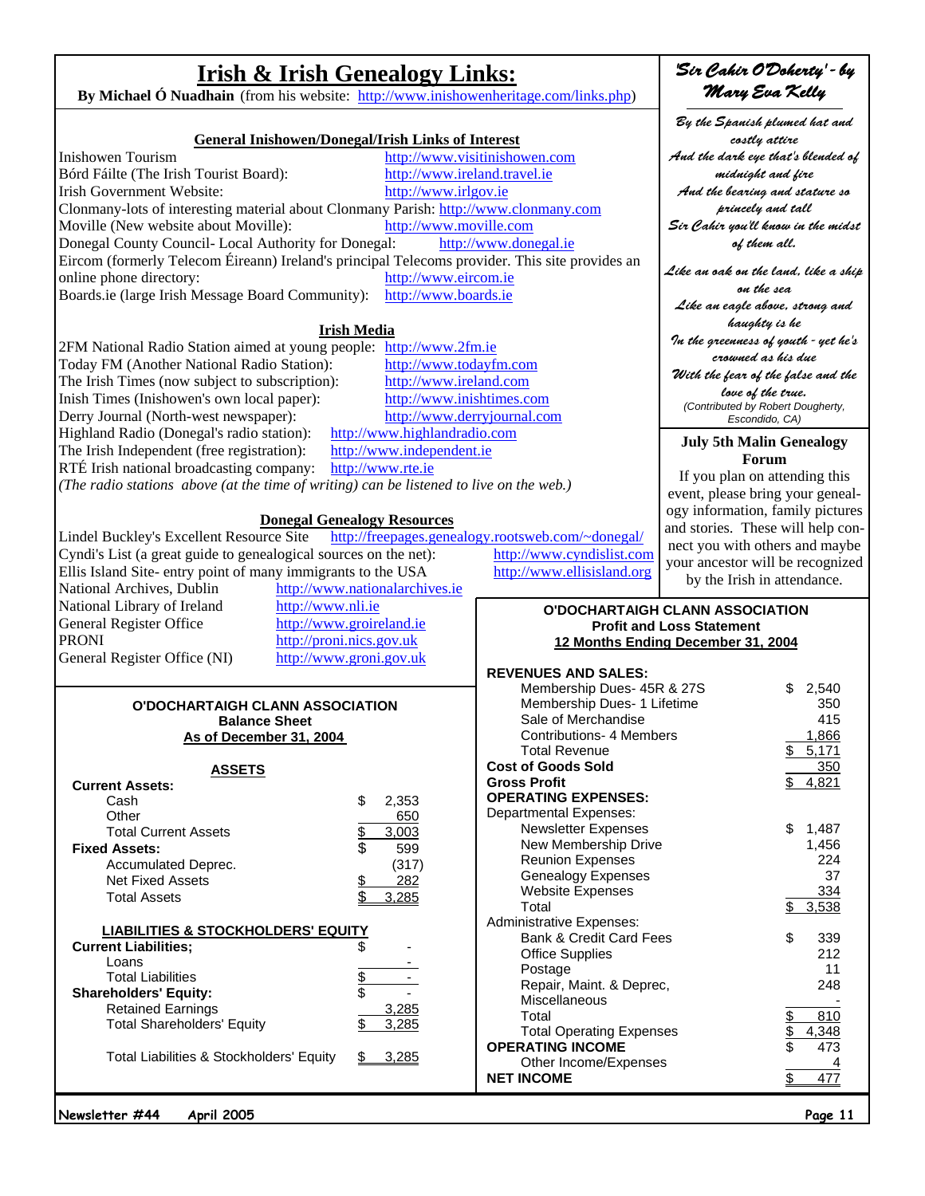# Irish & Irish Genealogy Links:

**By Michael Ó Nuadhain** (from his website: http://www.inishowenheritage.com/links.php)

### General Inishowen/Donegal/Irish Links of Interest

Inishowen Tourism http://www.visitinishowen.com
Bórd Fáilte (The Irish Tourist Board): http://www.ireland.travel.ie
Irish Government Website: http://www.irlgov.ie
Clonmany-lots of interesting material about Clonmany Parish: http://www.clonmany.com
Moville (New website about Moville): http://www.moville.com
Donegal County Council- Local Authority for Donegal: http://www.donegal.ie
Eircom (formerly Telecom Éireann) Ireland's principal Telecoms provider. This site provides an online phone directory: http://www.eircom.ie
Boards.ie (large Irish Message Board Community): http://www.boards.ie

### Irish Media

2FM National Radio Station aimed at young people: http://www.2fm.ie
Today FM (Another National Radio Station): http://www.todayfm.com
The Irish Times (now subject to subscription): http://www.ireland.com
Inish Times (Inishowen's own local paper): http://www.inishtimes.com
Derry Journal (North-west newspaper): http://www.derryjournal.com
Highland Radio (Donegal's radio station): http://www.highlandradio.com
The Irish Independent (free registration): http://www.independent.ie
RTÉ Irish national broadcasting company: http://www.rte.ie
*(The radio stations above (at the time of writing) can be listened to live on the web.)*

### Donegal Genealogy Resources

Lindel Buckley's Excellent Resource Site http://freepages.genealogy.rootsweb.com/~donegal/
Cyndi's List (a great guide to genealogical sources on the net): http://www.cyndislist.com
Ellis Island Site- entry point of many immigrants to the USA http://www.ellisisland.org
National Archives, Dublin http://www.nationalarchives.ie
National Library of Ireland http://www.nli.ie
General Register Office http://www.groireland.ie
PRONI http://proni.nics.gov.uk
General Register Office (NI) http://www.groni.gov.uk

## 'Sir Cahir O'Doherty' - by Mary Eva Kelly

*By the Spanish plumed hat and costly attire*
*And the dark eye that's blended of midnight and fire*
*And the bearing and stature so princely and tall*
*Sir Cahir you'll know in the midst of them all.*

*Like an oak on the land, like a ship on the sea*
*Like an eagle above, strong and haughty is he*
*In the greenness of youth - yet he's crowned as his due*
*With the fear of the false and the love of the true.*

(Contributed by Robert Dougherty, Escondido, CA)

### July 5th Malin Genealogy Forum

If you plan on attending this event, please bring your genealogy information, family pictures and stories. These will help connect you with others and maybe your ancestor will be recognized by the Irish in attendance.

### O'DOCHARTAIGH CLANN ASSOCIATION
**Balance Sheet**
**As of December 31, 2004**

| ASSETS | |
|---|---|
| **Current Assets:** | |
| Cash | $ 2,353 |
| Other | 650 |
| Total Current Assets | $ 3,003 |
| **Fixed Assets:** | $ 599 |
| Accumulated Deprec. | (317) |
| Net Fixed Assets | $ 282 |
| Total Assets | $ 3,285 |
| **LIABILITIES & STOCKHOLDERS' EQUITY** | |
| **Current Liabilities;** | $ - |
| Loans | - |
| Total Liabilities | $ - |
| **Shareholders' Equity:** | $ - |
| Retained Earnings | 3,285 |
| Total Shareholders' Equity | $ 3,285 |
| Total Liabilities & Stockholders' Equity | $ 3,285 |

### O'DOCHARTAIGH CLANN ASSOCIATION
**Profit and Loss Statement**
**12 Months Ending December 31, 2004**

| | |
|---|---|
| **REVENUES AND SALES:** | |
| Membership Dues- 45R & 27S | $ 2,540 |
| Membership Dues- 1 Lifetime | 350 |
| Sale of Merchandise | 415 |
| Contributions- 4 Members | 1,866 |
| Total Revenue | $ 5,171 |
| **Cost of Goods Sold** | 350 |
| **Gross Profit** | $ 4,821 |
| **OPERATING EXPENSES:** | |
| Departmental Expenses: | |
| Newsletter Expenses | $ 1,487 |
| New Membership Drive | 1,456 |
| Reunion Expenses | 224 |
| Genealogy Expenses | 37 |
| Website Expenses | 334 |
| Total | $ 3,538 |
| Administrative Expenses: | |
| Bank & Credit Card Fees | $ 339 |
| Office Supplies | 212 |
| Postage | 11 |
| Repair, Maint. & Deprec, | 248 |
| Miscellaneous | - |
| Total | $ 810 |
| Total Operating Expenses | $ 4,348 |
| **OPERATING INCOME** | $ 473 |
| Other Income/Expenses | 4 |
| **NET INCOME** | $ 477 |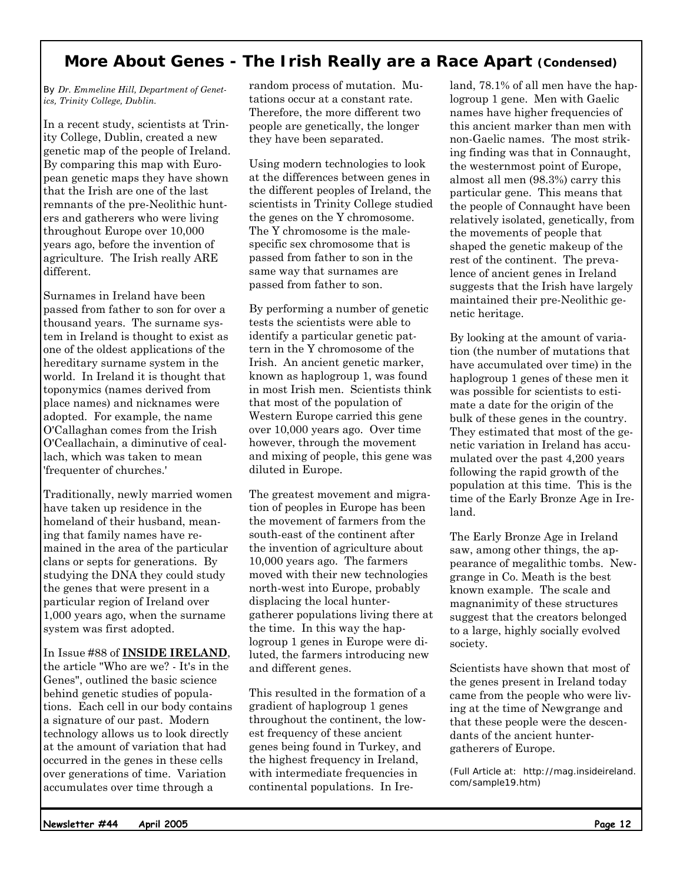# More About Genes - The Irish Really are a Race Apart (Condensed)

By *Dr. Emmeline Hill, Department of Genetics, Trinity College, Dublin.*

In a recent study, scientists at Trinity College, Dublin, created a new genetic map of the people of Ireland. By comparing this map with European genetic maps they have shown that the Irish are one of the last remnants of the pre-Neolithic hunters and gatherers who were living throughout Europe over 10,000 years ago, before the invention of agriculture. The Irish really ARE different.

Surnames in Ireland have been passed from father to son for over a thousand years. The surname system in Ireland is thought to exist as one of the oldest applications of the hereditary surname system in the world. In Ireland it is thought that toponymics (names derived from place names) and nicknames were adopted. For example, the name O'Callaghan comes from the Irish O'Ceallachain, a diminutive of ceallach, which was taken to mean 'frequenter of churches.'

Traditionally, newly married women have taken up residence in the homeland of their husband, meaning that family names have remained in the area of the particular clans or septs for generations. By studying the DNA they could study the genes that were present in a particular region of Ireland over 1,000 years ago, when the surname system was first adopted.

In Issue #88 of **INSIDE IRELAND**, the article "Who are we? - It's in the Genes", outlined the basic science behind genetic studies of populations. Each cell in our body contains a signature of our past. Modern technology allows us to look directly at the amount of variation that had occurred in the genes in these cells over generations of time. Variation accumulates over time through a random process of mutation. Mutations occur at a constant rate. Therefore, the more different two people are genetically, the longer they have been separated.

Using modern technologies to look at the differences between genes in the different peoples of Ireland, the scientists in Trinity College studied the genes on the Y chromosome. The Y chromosome is the male-specific sex chromosome that is passed from father to son in the same way that surnames are passed from father to son.

By performing a number of genetic tests the scientists were able to identify a particular genetic pattern in the Y chromosome of the Irish. An ancient genetic marker, known as haplogroup 1, was found in most Irish men. Scientists think that most of the population of Western Europe carried this gene over 10,000 years ago. Over time however, through the movement and mixing of people, this gene was diluted in Europe.

The greatest movement and migration of peoples in Europe has been the movement of farmers from the south-east of the continent after the invention of agriculture about 10,000 years ago. The farmers moved with their new technologies north-west into Europe, probably displacing the local hunter-gatherer populations living there at the time. In this way the haplogroup 1 genes in Europe were diluted, the farmers introducing new and different genes.

This resulted in the formation of a gradient of haplogroup 1 genes throughout the continent, the lowest frequency of these ancient genes being found in Turkey, and the highest frequency in Ireland, with intermediate frequencies in continental populations. In Ireland, 78.1% of all men have the haplogroup 1 gene. Men with Gaelic names have higher frequencies of this ancient marker than men with non-Gaelic names. The most striking finding was that in Connaught, the westernmost point of Europe, almost all men (98.3%) carry this particular gene. This means that the people of Connaught have been relatively isolated, genetically, from the movements of people that shaped the genetic makeup of the rest of the continent. The prevalence of ancient genes in Ireland suggests that the Irish have largely maintained their pre-Neolithic genetic heritage.

By looking at the amount of variation (the number of mutations that have accumulated over time) in the haplogroup 1 genes of these men it was possible for scientists to estimate a date for the origin of the bulk of these genes in the country. They estimated that most of the genetic variation in Ireland has accumulated over the past 4,200 years following the rapid growth of the population at this time. This is the time of the Early Bronze Age in Ireland.

The Early Bronze Age in Ireland saw, among other things, the appearance of megalithic tombs. Newgrange in Co. Meath is the best known example. The scale and magnanimity of these structures suggest that the creators belonged to a large, highly socially evolved society.

Scientists have shown that most of the genes present in Ireland today came from the people who were living at the time of Newgrange and that these people were the descendants of the ancient hunter-gatherers of Europe.

(Full Article at: http://mag.insideireland.com/sample19.htm)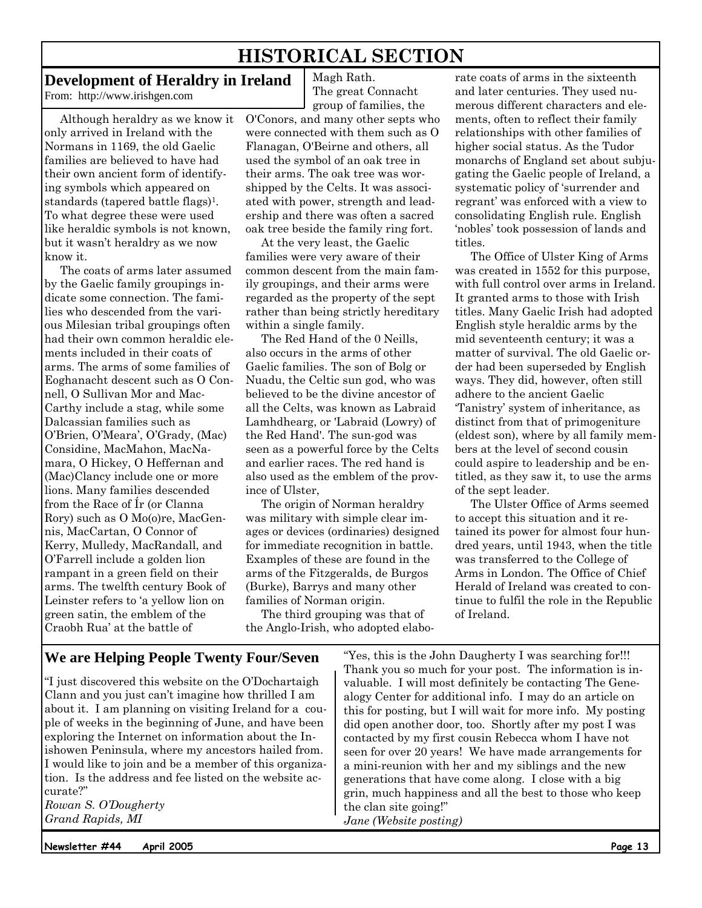# HISTORICAL SECTION

## Development of Heraldry in Ireland

From: http://www.irishgen.com

Although heraldry as we know it only arrived in Ireland with the Normans in 1169, the old Gaelic families are believed to have had their own ancient form of identifying symbols which appeared on standards (tapered battle flags)[1]. To what degree these were used like heraldic symbols is not known, but it wasn't heraldry as we now know it.

The coats of arms later assumed by the Gaelic family groupings indicate some connection. The families who descended from the various Milesian tribal groupings often had their own common heraldic elements included in their coats of arms. The arms of some families of Eoghanacht descent such as O Connell, O Sullivan Mor and MacCarthy include a stag, while some Dalcassian families such as O'Brien, O'Meara', O'Grady, (Mac) Considine, MacMahon, MacNamara, O Hickey, O Heffernan and (Mac)Clancy include one or more lions. Many families descended from the Race of Ír (or Clanna Rory) such as O Mo(o)re, MacGennis, MacCartan, O Connor of Kerry, Mulledy, MacRandall, and O'Farrell include a golden lion rampant in a green field on their arms. The twelfth century Book of Leinster refers to 'a yellow lion on green satin, the emblem of the Craobh Rua' at the battle of Magh Rath.

The great Connacht group of families, the O'Conors, and many other septs who were connected with them such as O Flanagan, O'Beirne and others, all used the symbol of an oak tree in their arms. The oak tree was worshipped by the Celts. It was associated with power, strength and leadership and there was often a sacred oak tree beside the family ring fort.

At the very least, the Gaelic families were very aware of their common descent from the main family groupings, and their arms were regarded as the property of the sept rather than being strictly hereditary within a single family.

The Red Hand of the 0 Neills, also occurs in the arms of other Gaelic families. The son of Bolg or Nuadu, the Celtic sun god, who was believed to be the divine ancestor of all the Celts, was known as Labraid Lamhdhearg, or 'Labraid (Lowry) of the Red Hand'. The sun-god was seen as a powerful force by the Celts and earlier races. The red hand is also used as the emblem of the province of Ulster,

The origin of Norman heraldry was military with simple clear images or devices (ordinaries) designed for immediate recognition in battle. Examples of these are found in the arms of the Fitzgeralds, de Burgos (Burke), Barrys and many other families of Norman origin.

The third grouping was that of the Anglo-Irish, who adopted elaborate coats of arms in the sixteenth and later centuries. They used numerous different characters and elements, often to reflect their family relationships with other families of higher social status. As the Tudor monarchs of England set about subjugating the Gaelic people of Ireland, a systematic policy of 'surrender and regrant' was enforced with a view to consolidating English rule. English 'nobles' took possession of lands and titles.

The Office of Ulster King of Arms was created in 1552 for this purpose, with full control over arms in Ireland. It granted arms to those with Irish titles. Many Gaelic Irish had adopted English style heraldic arms by the mid seventeenth century; it was a matter of survival. The old Gaelic order had been superseded by English ways. They did, however, often still adhere to the ancient Gaelic 'Tanistry' system of inheritance, as distinct from that of primogeniture (eldest son), where by all family members at the level of second cousin could aspire to leadership and be entitled, as they saw it, to use the arms of the sept leader.

The Ulster Office of Arms seemed to accept this situation and it retained its power for almost four hundred years, until 1943, when the title was transferred to the College of Arms in London. The Office of Chief Herald of Ireland was created to continue to fulfil the role in the Republic of Ireland.

## We are Helping People Twenty Four/Seven

"I just discovered this website on the O'Dochartaigh Clann and you just can't imagine how thrilled I am about it. I am planning on visiting Ireland for a couple of weeks in the beginning of June, and have been exploring the Internet on information about the Inishowen Peninsula, where my ancestors hailed from. I would like to join and be a member of this organization. Is the address and fee listed on the website accurate?"

*Rowan S. O'Dougherty*
*Grand Rapids, MI*

"Yes, this is the John Daugherty I was searching for!!! Thank you so much for your post. The information is invaluable. I will most definitely be contacting The Genealogy Center for additional info. I may do an article on this for posting, but I will wait for more info. My posting did open another door, too. Shortly after my post I was contacted by my first cousin Rebecca whom I have not seen for over 20 years! We have made arrangements for a mini-reunion with her and my siblings and the new generations that have come along. I close with a big grin, much happiness and all the best to those who keep the clan site going!"

*Jane (Website posting)*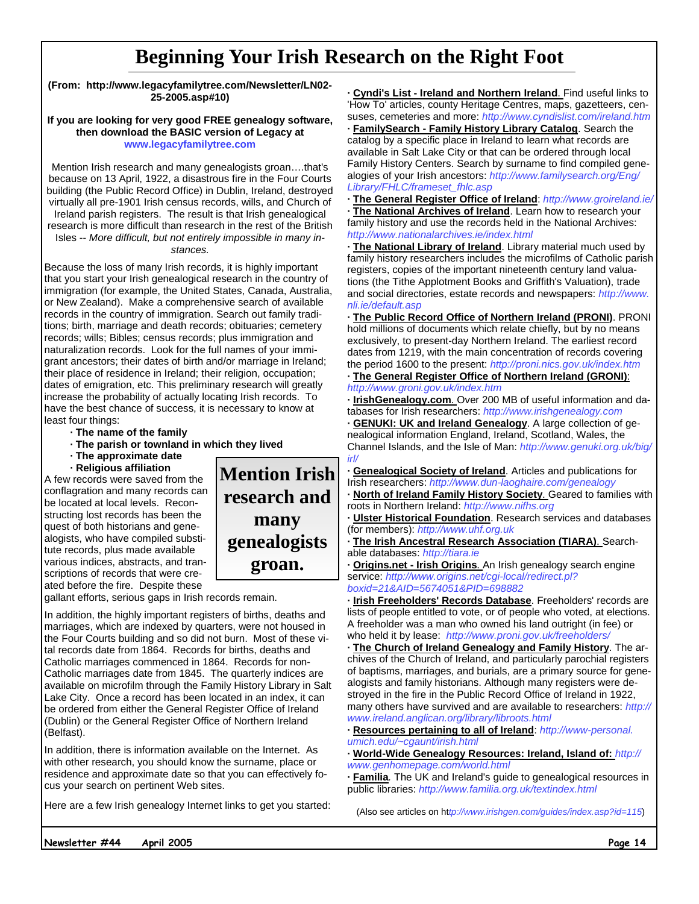# Beginning Your Irish Research on the Right Foot

**(From: http://www.legacyfamilytree.com/Newsletter/LN02-25-2005.asp#10)**

**If you are looking for very good FREE genealogy software, then download the BASIC version of Legacy at www.legacyfamilytree.com**

Mention Irish research and many genealogists groan….that's because on 13 April, 1922, a disastrous fire in the Four Courts building (the Public Record Office) in Dublin, Ireland, destroyed virtually all pre-1901 Irish census records, wills, and Church of Ireland parish registers. The result is that Irish genealogical research is more difficult than research in the rest of the British Isles -- *More difficult, but not entirely impossible in many instances.*

Because the loss of many Irish records, it is highly important that you start your Irish genealogical research in the country of immigration (for example, the United States, Canada, Australia, or New Zealand). Make a comprehensive search of available records in the country of immigration. Search out family traditions; birth, marriage and death records; obituaries; cemetery records; wills; Bibles; census records; plus immigration and naturalization records. Look for the full names of your immigrant ancestors; their dates of birth and/or marriage in Ireland; their place of residence in Ireland; their religion, occupation; dates of emigration, etc. This preliminary research will greatly increase the probability of actually locating Irish records. To have the best chance of success, it is necessary to know at least four things:

- **The name of the family**
- **The parish or townland in which they lived**
- **The approximate date**
- **Religious affiliation**

A few records were saved from the conflagration and many records can be located at local levels. Reconstructing lost records has been the quest of both historians and genealogists, who have compiled substitute records, plus made available various indices, abstracts, and transcriptions of records that were created before the fire. Despite these gallant efforts, serious gaps in Irish records remain.

**Mention Irish research and many genealogists groan.**

In addition, the highly important registers of births, deaths and marriages, which are indexed by quarters, were not housed in the Four Courts building and so did not burn. Most of these vital records date from 1864. Records for births, deaths and Catholic marriages commenced in 1864. Records for non-Catholic marriages date from 1845. The quarterly indices are available on microfilm through the Family History Library in Salt Lake City. Once a record has been located in an index, it can be ordered from either the General Register Office of Ireland (Dublin) or the General Register Office of Northern Ireland (Belfast).

In addition, there is information available on the Internet. As with other research, you should know the surname, place or residence and approximate date so that you can effectively focus your search on pertinent Web sites.

Here are a few Irish genealogy Internet links to get you started:

- **Cyndi's List - Ireland and Northern Ireland**. Find useful links to 'How To' articles, county Heritage Centres, maps, gazetteers, censuses, cemeteries and more: http://www.cyndislist.com/ireland.htm
- **FamilySearch - Family History Library Catalog**. Search the catalog by a specific place in Ireland to learn what records are available in Salt Lake City or that can be ordered through local Family History Centers. Search by surname to find compiled genealogies of your Irish ancestors: http://www.familysearch.org/Eng/Library/FHLC/frameset_fhlc.asp
- **The General Register Office of Ireland**: http://www.groireland.ie/
- **The National Archives of Ireland**. Learn how to research your family history and use the records held in the National Archives: http://www.nationalarchives.ie/index.html
- **The National Library of Ireland**. Library material much used by family history researchers includes the microfilms of Catholic parish registers, copies of the important nineteenth century land valuations (the Tithe Applotment Books and Griffith's Valuation), trade and social directories, estate records and newspapers: http://www.nli.ie/default.asp
- **The Public Record Office of Northern Ireland (PRONI)**. PRONI hold millions of documents which relate chiefly, but by no means exclusively, to present-day Northern Ireland. The earliest record dates from 1219, with the main concentration of records covering the period 1600 to the present: http://proni.nics.gov.uk/index.htm
- **The General Register Office of Northern Ireland (GRONI)**: http://www.groni.gov.uk/index.htm
- **IrishGenealogy.com**. Over 200 MB of useful information and databases for Irish researchers: http://www.irishgenealogy.com
- **GENUKI: UK and Ireland Genealogy**. A large collection of genealogical information England, Ireland, Scotland, Wales, the Channel Islands, and the Isle of Man: http://www.genuki.org.uk/big/irl/
- **Genealogical Society of Ireland**. Articles and publications for Irish researchers: http://www.dun-laoghaire.com/genealogy
- **North of Ireland Family History Society**. Geared to families with roots in Northern Ireland: http://www.nifhs.org
- **Ulster Historical Foundation**. Research services and databases (for members): http://www.uhf.org.uk
- **The Irish Ancestral Research Association (TIARA)**. Searchable databases: http://tiara.ie
- **Origins.net - Irish Origins**. An Irish genealogy search engine service: http://www.origins.net/cgi-local/redirect.pl?boxid=21&AID=5674051&PID=698882
- **Irish Freeholders' Records Database**. Freeholders' records are lists of people entitled to vote, or of people who voted, at elections. A freeholder was a man who owned his land outright (in fee) or who held it by lease: http://www.proni.gov.uk/freeholders/
- **The Church of Ireland Genealogy and Family History**. The archives of the Church of Ireland, and particularly parochial registers of baptisms, marriages, and burials, are a primary source for genealogists and family historians. Although many registers were destroyed in the fire in the Public Record Office of Ireland in 1922, many others have survived and are available to researchers: http://www.ireland.anglican.org/library/libroots.html
- **Resources pertaining to all of Ireland**: http://www-personal.umich.edu/~cgaunt/irish.html
- **World-Wide Genealogy Resources: Ireland, Island of:** http://www.genhomepage.com/world.html
- **Familia**. The UK and Ireland's guide to genealogical resources in public libraries: http://www.familia.org.uk/textindex.html

(Also see articles on http://www.irishgen.com/guides/index.asp?id=115)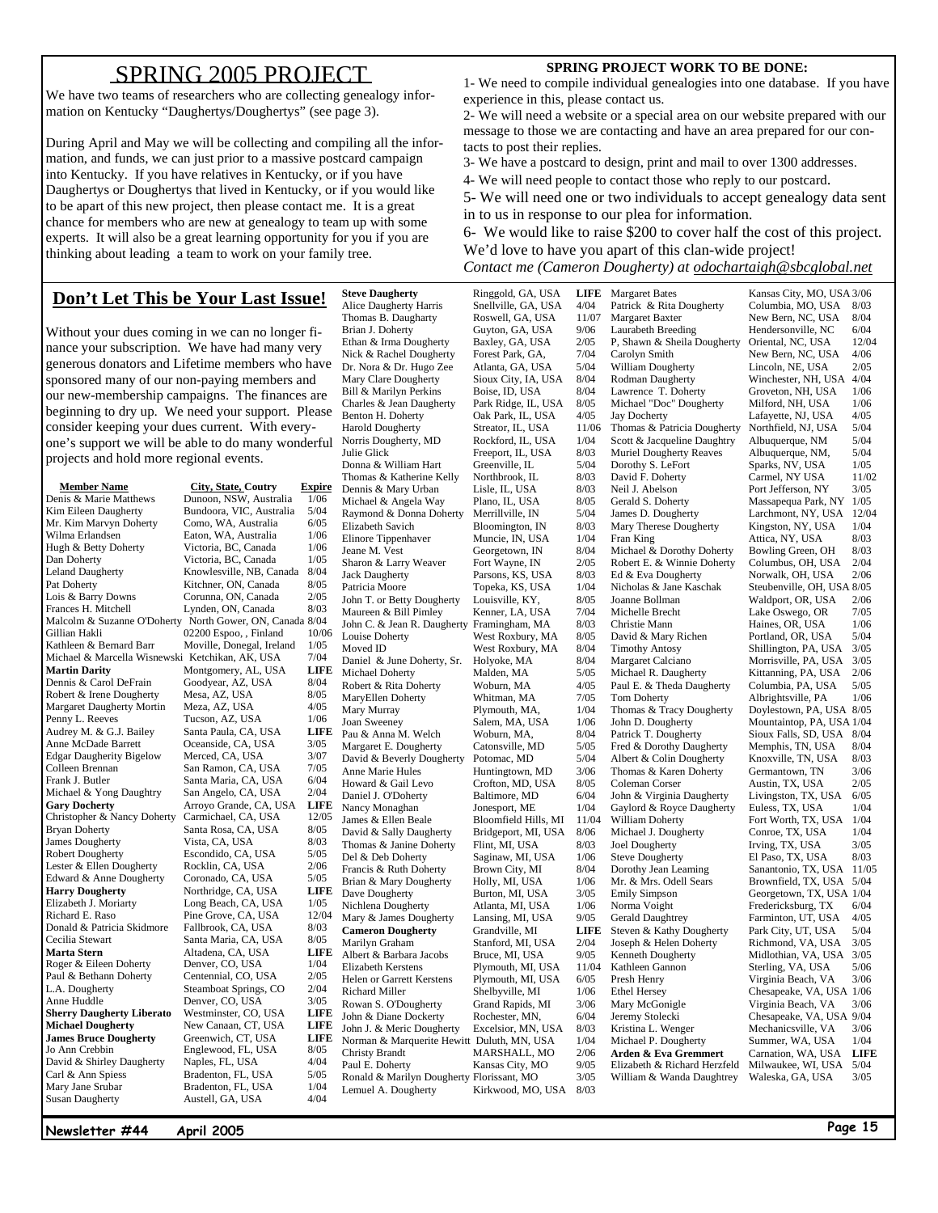# SPRING 2005 PROJECT

We have two teams of researchers who are collecting genealogy information on Kentucky "Daughertys/Doughertys" (see page 3).

During April and May we will be collecting and compiling all the information, and funds, we can just prior to a massive postcard campaign into Kentucky. If you have relatives in Kentucky, or if you have Daughertys or Doughertys that lived in Kentucky, or if you would like to be apart of this new project, then please contact me. It is a great chance for members who are new at genealogy to team up with some experts. It will also be a great learning opportunity for you if you are thinking about leading a team to work on your family tree.

**SPRING PROJECT WORK TO BE DONE:**

1- We need to compile individual genealogies into one database. If you have experience in this, please contact us.
2- We will need a website or a special area on our website prepared with our message to those we are contacting and have an area prepared for our contacts to post their replies.
3- We have a postcard to design, print and mail to over 1300 addresses.
4- We will need people to contact those who reply to our postcard.
5- We will need one or two individuals to accept genealogy data sent in to us in response to our plea for information.
6- We would like to raise $200 to cover half the cost of this project.
We'd love to have you apart of this clan-wide project!
*Contact me (Cameron Dougherty) at odochartaigh@sbcglobal.net*

## Don't Let This be Your Last Issue!

Without your dues coming in we can no longer finance your subscription. We have had many very generous donators and Lifetime members who have sponsored many of our non-paying members and our new-membership campaigns. The finances are beginning to dry up. We need your support. Please consider keeping your dues current. With everyone's support we will be able to do many wonderful projects and hold more regional events.

| Member Name | City, State, Coutry | Expire |
|---|---|---|
| Denis & Marie Matthews | Dunoon, NSW, Australia | 1/06 |
| Kim Eileen Daugherty | Bundoora, VIC, Australia | 5/04 |
| Mr. Kim Marvyn Doherty | Como, WA, Australia | 6/05 |
| Wilma Erlandsen | Eaton, WA, Australia | 1/06 |
| Hugh & Betty Doherty | Victoria, BC, Canada | 1/06 |
| Dan Doherty | Victoria, BC, Canada | 1/05 |
| Leland Daugherty | Knowlesville, NB, Canada | 8/04 |
| Pat Doherty | Kitchner, ON, Canada | 8/05 |
| Lois & Barry Downs | Corunna, ON, Canada | 2/05 |
| Frances H. Mitchell | Lynden, ON, Canada | 8/03 |
| Malcolm & Suzanne O'Doherty | North Gower, ON, Canada | 8/04 |
| Gillian Hakli | 02200 Espoo, , Finland | 10/06 |
| Kathleen & Bernard Barr | Moville, Donegal, Ireland | 1/05 |
| Michael & Marcella Wisnewski | Ketchikan, AK, USA | 7/04 |
| **Martin Darity** | Montgomery, AL, USA | **LIFE** |
| Dennis & Carol DeFrain | Goodyear, AZ, USA | 8/04 |
| Robert & Irene Dougherty | Mesa, AZ, USA | 8/05 |
| Margaret Daugherty Mortin | Meza, AZ, USA | 4/05 |
| Penny L. Reeves | Tucson, AZ, USA | 1/06 |
| Audrey M. & G.J. Bailey | Santa Paula, CA, USA | **LIFE** |
| Anne McDade Barrett | Oceanside, CA, USA | 3/05 |
| Edgar Daugherity Bigelow | Merced, CA, USA | 3/07 |
| Colleen Brennan | San Ramon, CA, USA | 7/05 |
| Frank J. Butler | Santa Maria, CA, USA | 6/04 |
| Michael & Yong Daughtry | San Angelo, CA, USA | 2/04 |
| **Gary Docherty** | Arroyo Grande, CA, USA | **LIFE** |
| Christopher & Nancy Doherty | Carmichael, CA, USA | 12/05 |
| Bryan Doherty | Santa Rosa, CA, USA | 8/05 |
| James Dougherty | Vista, CA, USA | 8/03 |
| Robert Dougherty | Escondido, CA, USA | 5/05 |
| Lester & Ellen Dougherty | Rocklin, CA, USA | 2/06 |
| Edward & Anne Dougherty | Coronado, CA, USA | 5/05 |
| **Harry Dougherty** | Northridge, CA, USA | **LIFE** |
| Elizabeth J. Moriarty | Long Beach, CA, USA | 1/05 |
| Richard E. Raso | Pine Grove, CA, USA | 12/04 |
| Donald & Patricia Skidmore | Fallbrook, CA, USA | 8/03 |
| Cecilia Stewart | Santa Maria, CA, USA | 8/05 |
| **Marta Stern** | Altadena, CA, USA | **LIFE** |
| Roger & Eileen Doherty | Denver, CO, USA | 1/04 |
| Paul & Bethann Doherty | Centennial, CO, USA | 2/05 |
| L.A. Dougherty | Steamboat Springs, CO | 2/04 |
| Anne Huddle | Denver, CO, USA | 3/05 |
| **Sherry Daugherty Liberato** | Westminster, CO, USA | **LIFE** |
| **Michael Dougherty** | New Canaan, CT, USA | **LIFE** |
| **James Bruce Dougherty** | Greenwich, CT, USA | **LIFE** |
| Jo Ann Crebbin | Englewood, FL, USA | 8/05 |
| David & Shirley Daugherty | Naples, FL, USA | 4/04 |
| Carl & Ann Spiess | Bradenton, FL, USA | 5/05 |
| Mary Jane Srubar | Bradenton, FL, USA | 1/04 |
| Susan Daugherty | Austell, GA, USA | 4/04 |
| **Steve Daugherty** | Ringgold, GA, USA | **LIFE** |
| Alice Daugherty Harris | Snellville, GA, USA | 4/04 |
| Thomas B. Daugharty | Roswell, GA, USA | 11/07 |
| Brian J. Doherty | Guyton, GA, USA | 9/06 |
| Ethan & Irma Dougherty | Baxley, GA, USA | 2/05 |
| Nick & Rachel Dougherty | Forest Park, GA, | 7/04 |
| Dr. Nora & Dr. Hugo Zee | Atlanta, GA, USA | 5/04 |
| Mary Clare Dougherty | Sioux City, IA, USA | 8/04 |
| Bill & Marilyn Perkins | Boise, ID, USA | 8/04 |
| Charles & Jean Daugherty | Park Ridge, IL, USA | 8/05 |
| Benton H. Doherty | Oak Park, IL, USA | 4/05 |
| Harold Dougherty | Streator, IL, USA | 11/06 |
| Norris Dougherty, MD | Rockford, IL, USA | 1/04 |
| Julie Glick | Freeport, IL, USA | 8/03 |
| Donna & William Hart | Greenville, IL | 5/04 |
| Thomas & Katherine Kelly | Northbrook, IL | 8/03 |
| Dennis & Mary Urban | Lisle, IL, USA | 8/03 |
| Michael & Angela Way | Plano, IL, USA | 8/05 |
| Raymond & Donna Doherty | Merrillville, IN | 5/04 |
| Elizabeth Savich | Bloomington, IN | 8/03 |
| Elinore Tippenhaver | Muncie, IN, USA | 1/04 |
| Jeane M. Vest | Georgetown, IN | 8/04 |
| Sharon & Larry Weaver | Fort Wayne, IN | 2/05 |
| Jack Daugherty | Parsons, KS, USA | 8/03 |
| Patricia Moore | Topeka, KS, USA | 1/04 |
| John T. or Betty Dougherty | Louisville, KY, | 8/05 |
| Maureen & Bill Pimley | Kenner, LA, USA | 7/04 |
| John C. & Jean R. Daugherty | Framingham, MA | 8/03 |
| Louise Doherty | West Roxbury, MA | 8/05 |
| Moved ID | West Roxbury, MA | 8/04 |
| Daniel & June Doherty, Sr. | Holyoke, MA | 8/04 |
| Michael Doherty | Malden, MA | 5/05 |
| Robert & Rita Doherty | Woburn, MA | 4/05 |
| MaryEllen Doherty | Whitman, MA | 7/05 |
| Mary Murray | Plymouth, MA, | 1/04 |
| Joan Sweeney | Salem, MA, USA | 1/06 |
| Pau & Anna M. Welch | Woburn, MA, | 8/04 |
| Margaret E. Dougherty | Catonsville, MD | 5/05 |
| David & Beverly Dougherty | Potomac, MD | 5/04 |
| Anne Marie Hules | Huntingtown, MD | 3/06 |
| Howard & Gail Levo | Crofton, MD, USA | 8/05 |
| Daniel J. O'Doherty | Baltimore, MD | 6/04 |
| Nancy Monaghan | Jonesport, ME | 1/04 |
| James & Ellen Beale | Bloomfield Hills, MI | 11/04 |
| David & Sally Daugherty | Bridgeport, MI, USA | 8/06 |
| Thomas & Janine Doherty | Flint, MI, USA | 8/03 |
| Del & Deb Doherty | Saginaw, MI, USA | 1/06 |
| Francis & Ruth Doherty | Brown City, MI | 8/04 |
| Brian & Mary Dougherty | Holly, MI, USA | 1/06 |
| Dave Dougherty | Burton, MI, USA | 3/05 |
| Nichlena Dougherty | Atlanta, MI, USA | 1/06 |
| Mary & James Dougherty | Lansing, MI, USA | 9/05 |
| **Cameron Dougherty** | Grandville, MI | **LIFE** |
| Marilyn Graham | Stanford, MI, USA | 2/04 |
| Albert & Barbara Jacobs | Bruce, MI, USA | 9/05 |
| Elizabeth Kerstens | Plymouth, MI, USA | 11/04 |
| Helen or Garrett Kerstens | Plymouth, MI, USA | 6/05 |
| Richard Miller | Shelbyville, MI | 1/06 |
| Rowan S. O'Dougherty | Grand Rapids, MI | 3/06 |
| John & Diane Dockery | Rochester, MN, | 6/04 |
| John J. & Meric Dougherty | Excelsior, MN, USA | 8/03 |
| Norman & Marquerite Hewitt | Duluth, MN, USA | 1/04 |
| Christy Brandt | MARSHALL, MO | 2/06 |
| Paul E. Doherty | Kansas City, MO | 9/05 |
| Ronald & Marilyn Dougherty | Florissant, MO | 3/05 |
| Lemuel A. Dougherty | Kirkwood, MO, USA | 8/03 |
| Margaret Bates | Kansas City, MO, USA | 3/06 |
| Patrick & Rita Dougherty | Columbia, MO, USA | 8/03 |
| Margaret Baxter | New Bern, NC, USA | 8/04 |
| Laurabeth Breeding | Hendersonville, NC | 6/04 |
| P, Shawn & Sheila Dougherty | Oriental, NC, USA | 12/04 |
| Carolyn Smith | New Bern, NC, USA | 4/06 |
| William Dougherty | Lincoln, NE, USA | 2/05 |
| Rodman Daugherty | Winchester, NH, USA | 4/04 |
| Lawrence T. Doherty | Groveton, NH, USA | 1/06 |
| Michael "Doc" Dougherty | Milford, NH, USA | 1/06 |
| Jay Docherty | Lafayette, NJ, USA | 4/05 |
| Thomas & Patricia Dougherty | Northfield, NJ, USA | 5/04 |
| Scott & Jacqueline Daughtry | Albuquerque, NM | 5/04 |
| Muriel Dougherty Reaves | Albuquerque, NM, | 5/04 |
| Dorothy S. LeFort | Sparks, NV, USA | 1/05 |
| David F. Doherty | Carmel, NY USA | 11/02 |
| Neil J. Abelson | Port Jefferson, NY | 3/05 |
| Gerald S. Doherty | Massapequa Park, NY | 1/05 |
| James D. Dougherty | Larchmont, NY, USA | 12/04 |
| Mary Therese Dougherty | Kingston, NY, USA | 1/04 |
| Fran King | Attica, NY, USA | 8/03 |
| Michael & Dorothy Doherty | Bowling Green, OH | 8/03 |
| Robert E. & Winnie Doherty | Columbus, OH, USA | 2/04 |
| Ed & Eva Dougherty | Norwalk, OH, USA | 2/06 |
| Nicholas & Jane Kaschak | Steubenville, OH, USA | 8/05 |
| Joanne Bollman | Waldport, OR, USA | 2/06 |
| Michelle Brecht | Lake Oswego, OR | 7/05 |
| Christie Mann | Haines, OR, USA | 1/06 |
| David & Mary Richen | Portland, OR, USA | 5/04 |
| Timothy Antosy | Shillington, PA, USA | 3/05 |
| Margaret Calciano | Morrisville, PA, USA | 3/05 |
| Michael R. Daugherty | Kittanning, PA, USA | 2/06 |
| Paul E. & Theda Daugherty | Columbia, PA, USA | 5/05 |
| Tom Doherty | Albrightsville, PA | 1/06 |
| Thomas & Tracy Dougherty | Doylestown, PA, USA | 8/05 |
| John D. Dougherty | Mountaintop, PA, USA | 1/04 |
| Patrick T. Dougherty | Sioux Falls, SD, USA | 8/04 |
| Fred & Dorothy Daugherty | Memphis, TN, USA | 8/04 |
| Albert & Colin Dougherty | Knoxville, TN, USA | 8/03 |
| Thomas & Karen Doherty | Germantown, TN | 3/06 |
| Coleman Corser | Austin, TX, USA | 2/05 |
| John & Virginia Daugherty | Livingston, TX, USA | 6/05 |
| Gaylord & Royce Daugherty | Euless, TX, USA | 1/04 |
| William Doherty | Fort Worth, TX, USA | 1/04 |
| Michael J. Dougherty | Conroe, TX, USA | 1/04 |
| Joel Dougherty | Irving, TX, USA | 3/05 |
| Steve Dougherty | El Paso, TX, USA | 8/03 |
| Dorothy Jean Leaming | Sanantonio, TX, USA | 11/05 |
| Mr. & Mrs. Odell Sears | Brownfield, TX, USA | 5/04 |
| Emily Simpson | Georgetown, TX, USA | 1/04 |
| Norma Voight | Fredericksburg, TX | 6/04 |
| Gerald Daughtrey | Farminton, UT, USA | 4/05 |
| Steven & Kathy Dougherty | Park City, UT, USA | 5/04 |
| Joseph & Helen Doherty | Richmond, VA, USA | 3/05 |
| Kenneth Dougherty | Midlothian, VA, USA | 3/05 |
| Kathleen Gannon | Sterling, VA, USA | 5/06 |
| Presh Henry | Virginia Beach, VA | 3/06 |
| Ethel Hersey | Chesapeake, VA, USA | 1/06 |
| Mary McGonigle | Virginia Beach, VA | 3/06 |
| Jeremy Stolecki | Chesapeake, VA, USA | 9/04 |
| Kristina L. Wenger | Mechanicsville, VA | 3/06 |
| Michael P. Dougherty | Summer, WA, USA | 1/04 |
| **Arden & Eva Gremmert** | Carnation, WA, USA | **LIFE** |
| Elizabeth & Richard Herzfeld | Milwaukee, WI, USA | 5/04 |
| William & Wanda Daughtrey | Waleska, GA, USA | 3/05 |

Newsletter #44 April 2005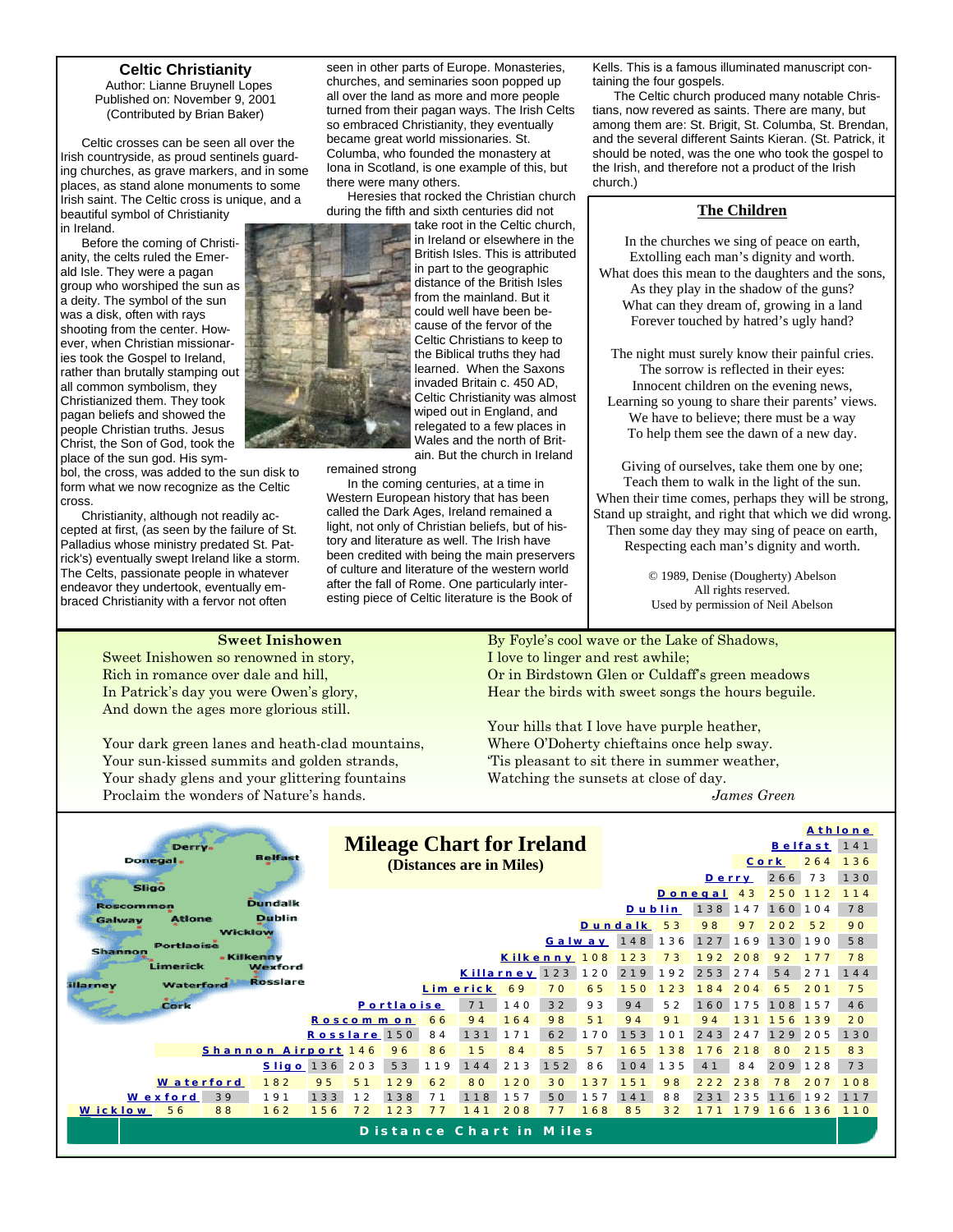## Celtic Christianity

Author: Lianne Brunyell Lopes
Published on: November 9, 2001
(Contributed by Brian Baker)

Celtic crosses can be seen all over the Irish countryside, as proud sentinels guarding churches, as grave markers, and in some places, as stand alone monuments to some Irish saint. The Celtic cross is unique, and a beautiful symbol of Christianity in Ireland.

Before the coming of Christianity, the celts ruled the Emerald Isle. They were a pagan group who worshiped the sun as a deity. The symbol of the sun was a disk, often with rays shooting from the center. However, when Christian missionaries took the Gospel to Ireland, rather than brutally stamping out all common symbolism, they Christianized them. They took pagan beliefs and showed the people Christian truths. Jesus Christ, the Son of God, took the place of the sun god. His symbol, the cross, was added to the sun disk to form what we now recognize as the Celtic cross.

Christianity, although not readily accepted at first, (as seen by the failure of St. Palladius whose ministry predated St. Patrick's) eventually swept Ireland like a storm. The Celts, passionate people in whatever endeavor they undertook, eventually embraced Christianity with a fervor not often seen in other parts of Europe. Monasteries, churches, and seminaries soon popped up all over the land as more and more people turned from their pagan ways. The Irish Celts so embraced Christianity, they eventually became great world missionaries. St. Columba, who founded the monastery at Iona in Scotland, is one example of this, but there were many others.

Heresies that rocked the Christian church during the fifth and sixth centuries did not take root in the Celtic church, in Ireland or elsewhere in the British Isles. This is attributed in part to the geographic distance of the British Isles from the mainland. But it could well have been because of the fervor of the Celtic Christians to keep to the Biblical truths they had learned. When the Saxons invaded Britain c. 450 AD, Celtic Christianity was almost wiped out in England, and relegated to a few places in Wales and the north of Britain. But the church in Ireland remained strong

In the coming centuries, at a time in Western European history that has been called the Dark Ages, Ireland remained a light, not only of Christian beliefs, but of history and literature as well. The Irish have been credited with being the main preservers of culture and literature of the western world after the fall of Rome. One particularly interesting piece of Celtic literature is the Book of Kells. This is a famous illuminated manuscript containing the four gospels.

The Celtic church produced many notable Christians, now revered as saints. There are many, but among them are: St. Brigit, St. Columba, St. Brendan, and the several different Saints Kieran. (St. Patrick, it should be noted, was the one who took the gospel to the Irish, and therefore not a product of the Irish church.)

## The Children

In the churches we sing of peace on earth,
Extolling each man's dignity and worth.
What does this mean to the daughters and the sons,
As they play in the shadow of the guns?
What can they dream of, growing in a land
Forever touched by hatred's ugly hand?

The night must surely know their painful cries.
The sorrow is reflected in their eyes:
Innocent children on the evening news,
Learning so young to share their parents' views.
We have to believe; there must be a way
To help them see the dawn of a new day.

Giving of ourselves, take them one by one;
Teach them to walk in the light of the sun.
When their time comes, perhaps they will be strong,
Stand up straight, and right that which we did wrong.
Then some day they may sing of peace on earth,
Respecting each man's dignity and worth.

© 1989, Denise (Dougherty) Abelson
All rights reserved.
Used by permission of Neil Abelson

## Sweet Inishowen

Sweet Inishowen so renowned in story,
Rich in romance over dale and hill,
In Patrick's day you were Owen's glory,
And down the ages more glorious still.

Your dark green lanes and heath-clad mountains,
Your sun-kissed summits and golden strands,
Your shady glens and your glittering fountains
Proclaim the wonders of Nature's hands.

By Foyle's cool wave or the Lake of Shadows,
I love to linger and rest awhile;
Or in Birdstown Glen or Culdaff's green meadows
Hear the birds with sweet songs the hours beguile.

Your hills that I love have purple heather,
Where O'Doherty chieftains once help sway.
'Tis pleasant to sit there in summer weather,
Watching the sunsets at close of day.

*James Green*

## Mileage Chart for Ireland

**(Distances are in Miles)**

| | Wexford | Waterford | Sligo | Shannon Airport | Rosslare | Roscommon | Portlaoise | Limerick | Killarney | Kilkenny | Galway | Dundalk | Dublin | Donegal | Derry | Cork | Belfast | Athlone |
|---|---|---|---|---|---|---|---|---|---|---|---|---|---|---|---|---|---|---|
| Athlone | | | | | | | | | | | | | | | | | | |
| Belfast | | | | | | | | | | | | | | | | | | 141 |
| Cork | | | | | | | | | | | | | | | | | 264 | 136 |
| Derry | | | | | | | | | | | | | | | | 266 | 73 | 130 |
| Donegal | | | | | | | | | | | | | | | 43 | 250 | 112 | 114 |
| Dublin | | | | | | | | | | | | | | 138 | 147 | 160 | 104 | 78 |
| Dundalk | | | | | | | | | | | | | 53 | 98 | 97 | 202 | 52 | 90 |
| Galway | | | | | | | | | | | | 148 | 136 | 127 | 169 | 130 | 190 | 58 |
| Kilkenny | | | | | | | | | | | 108 | 123 | 73 | 192 | 208 | 92 | 177 | 78 |
| Killarney | | | | | | | | | | 123 | 120 | 219 | 192 | 253 | 274 | 54 | 271 | 144 |
| Limerick | | | | | | | | | 69 | 70 | 65 | 150 | 123 | 184 | 204 | 65 | 201 | 75 |
| Portlaoise | | | | | | | | 71 | 140 | 32 | 93 | 94 | 52 | 160 | 175 | 108 | 157 | 46 |
| Roscommon | | | | | | | 66 | 94 | 164 | 98 | 51 | 94 | 91 | 94 | 131 | 156 | 139 | 20 |
| Rosslare | | | | | | 150 | 84 | 131 | 171 | 62 | 170 | 153 | 101 | 243 | 247 | 129 | 205 | 130 |
| Shannon Airport | | | | | 146 | 96 | 86 | 15 | 84 | 85 | 57 | 165 | 138 | 176 | 218 | 80 | 215 | 83 |
| Sligo | | | | 136 | 203 | 53 | 119 | 144 | 213 | 152 | 86 | 104 | 135 | 41 | 84 | 209 | 128 | 73 |
| Waterford | | | 182 | 95 | 51 | 129 | 62 | 80 | 120 | 30 | 137 | 151 | 98 | 222 | 238 | 78 | 207 | 108 |
| Wexford | | 39 | 191 | 133 | 12 | 138 | 71 | 118 | 157 | 50 | 157 | 141 | 88 | 231 | 235 | 116 | 192 | 117 |
| Wicklow | 56 | 88 | 162 | 156 | 72 | 123 | 77 | 141 | 208 | 77 | 168 | 85 | 32 | 171 | 179 | 166 | 136 | 110 |

Distance Chart in Miles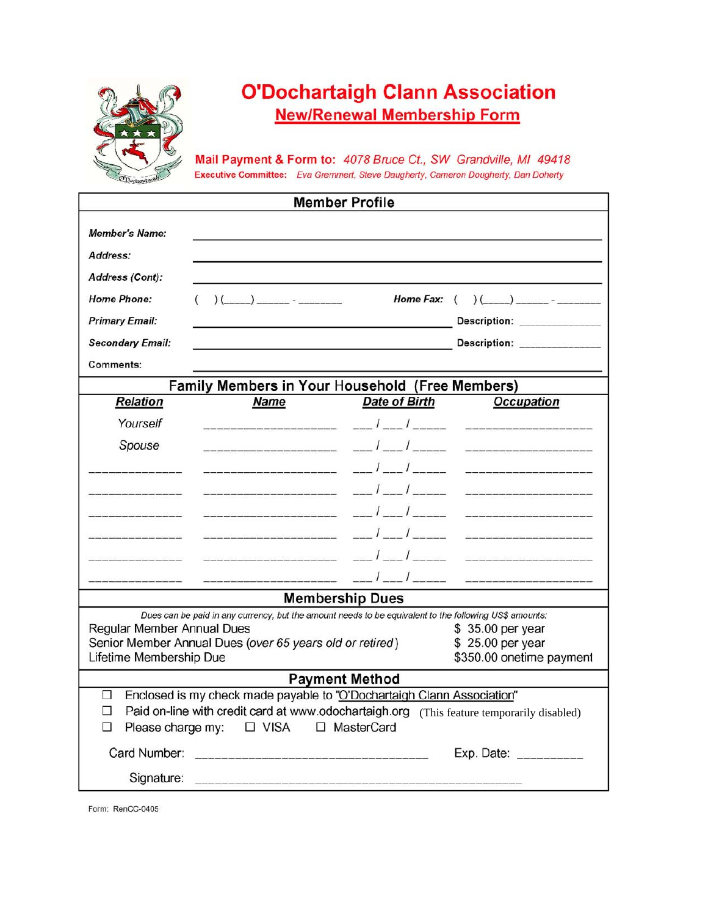# O'Dochartaigh Clann Association

## New/Renewal Membership Form

**Mail Payment & Form to:** *4078 Bruce Ct., SW Grandville, MI 49418*

**Executive Committee:** *Eva Gremmert, Steve Daugherty, Cameron Dougherty, Dan Doherty*

### Member Profile

***Member's Name:*** ______________________________

***Address:*** ______________________________

***Address (Cont):*** ______________________________

***Home Phone:*** ( ) (____) _____ - _______ ***Home Fax:*** ( ) (____) _____ - _______

***Primary Email:*** ______________________________ **Description:** ____________

***Secondary Email:*** ______________________________ **Description:** ____________

**Comments:** ______________________________

### Family Members in Your Household (Free Members)

| ***Relation*** | ***Name*** | ***Date of Birth*** | ***Occupation*** |
|---|---|---|---|
| *Yourself* | _______________ | ___ / ___ / _____ | _______________ |
| *Spouse* | _______________ | ___ / ___ / _____ | _______________ |
| ____________ | _______________ | ___ / ___ / _____ | _______________ |
| ____________ | _______________ | ___ / ___ / _____ | _______________ |
| ____________ | _______________ | ___ / ___ / _____ | _______________ |
| ____________ | _______________ | ___ / ___ / _____ | _______________ |
| ____________ | _______________ | ___ / ___ / _____ | _______________ |
| ____________ | _______________ | ___ / ___ / _____ | _______________ |

### Membership Dues

*Dues can be paid in any currency, but the amount needs to be equivalent to the following US$ amounts:*

| | |
|---|---|
| Regular Member Annual Dues | $ 35.00 per year |
| Senior Member Annual Dues (*over 65 years old or retired*) | $ 25.00 per year |
| Lifetime Membership Due | $350.00 onetime payment |

### Payment Method

- ☐ Enclosed is my check made payable to "O'Dochartaigh Clann Association"
- ☐ Paid on-line with credit card at www.odochartaigh.org (This feature temporarily disabled)
- ☐ Please charge my: ☐ VISA ☐ MasterCard

Card Number: ______________________________ Exp. Date: __________

Signature: ______________________________

Form: RenCC-0405